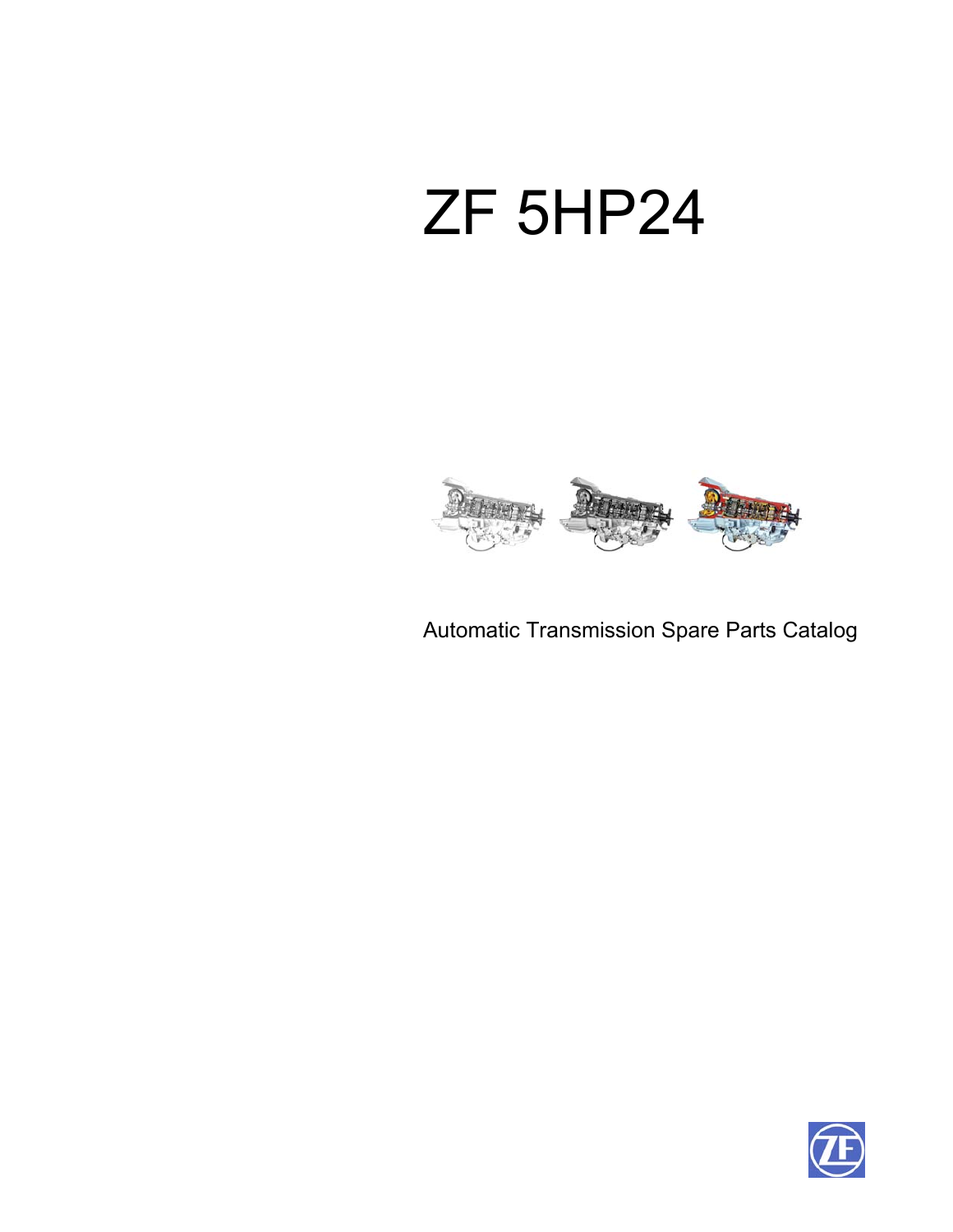# ZF 5HP24

Automatic Transmission Spare Parts Catalog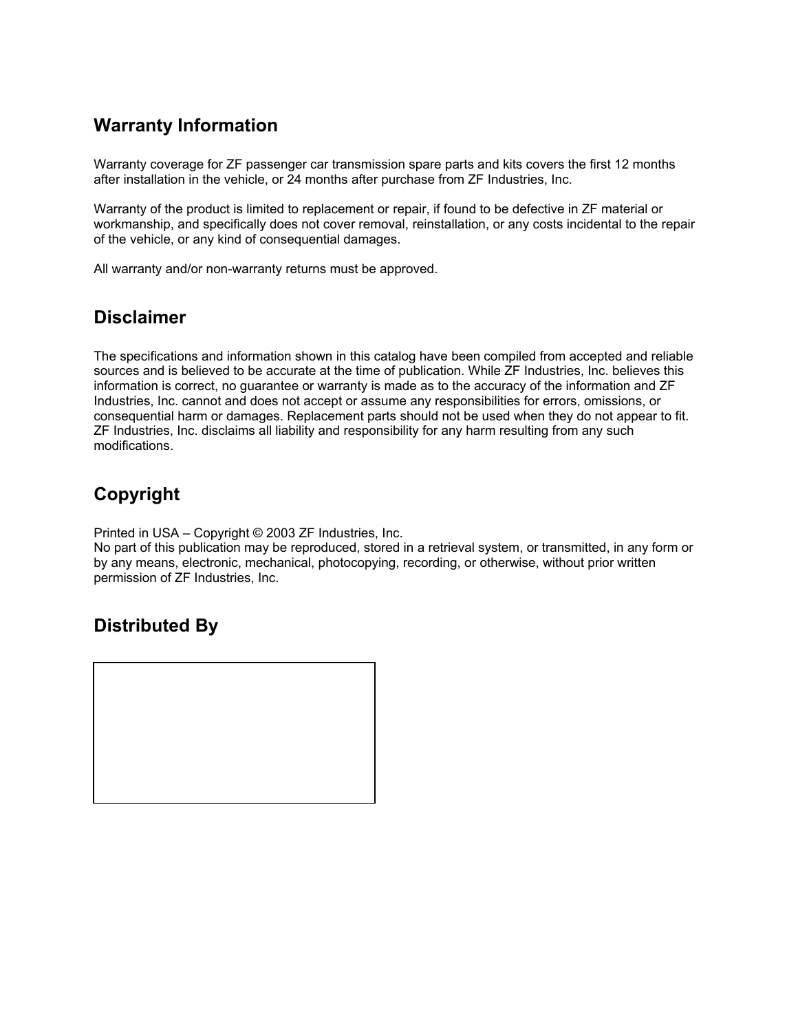## Warranty Information

Warranty coverage for ZF passenger car transmission spare parts and kits covers the first 12 months after installation in the vehicle, or 24 months after purchase from ZF Industries, Inc.

Warranty of the product is limited to replacement or repair, if found to be defective in ZF material or workmanship, and specifically does not cover removal, reinstallation, or any costs incidental to the repair of the vehicle, or any kind of consequential damages.

All warranty and/or non-warranty returns must be approved.

## Disclaimer

The specifications and information shown in this catalog have been compiled from accepted and reliable sources and is believed to be accurate at the time of publication. While ZF Industries, Inc. believes this information is correct, no guarantee or warranty is made as to the accuracy of the information and ZF Industries, Inc. cannot and does not accept or assume any responsibilities for errors, omissions, or consequential harm or damages. Replacement parts should not be used when they do not appear to fit. ZF Industries, Inc. disclaims all liability and responsibility for any harm resulting from any such modifications.

## Copyright

Printed in USA – Copyright © 2003 ZF Industries, Inc.
No part of this publication may be reproduced, stored in a retrieval system, or transmitted, in any form or by any means, electronic, mechanical, photocopying, recording, or otherwise, without prior written permission of ZF Industries, Inc.

## Distributed By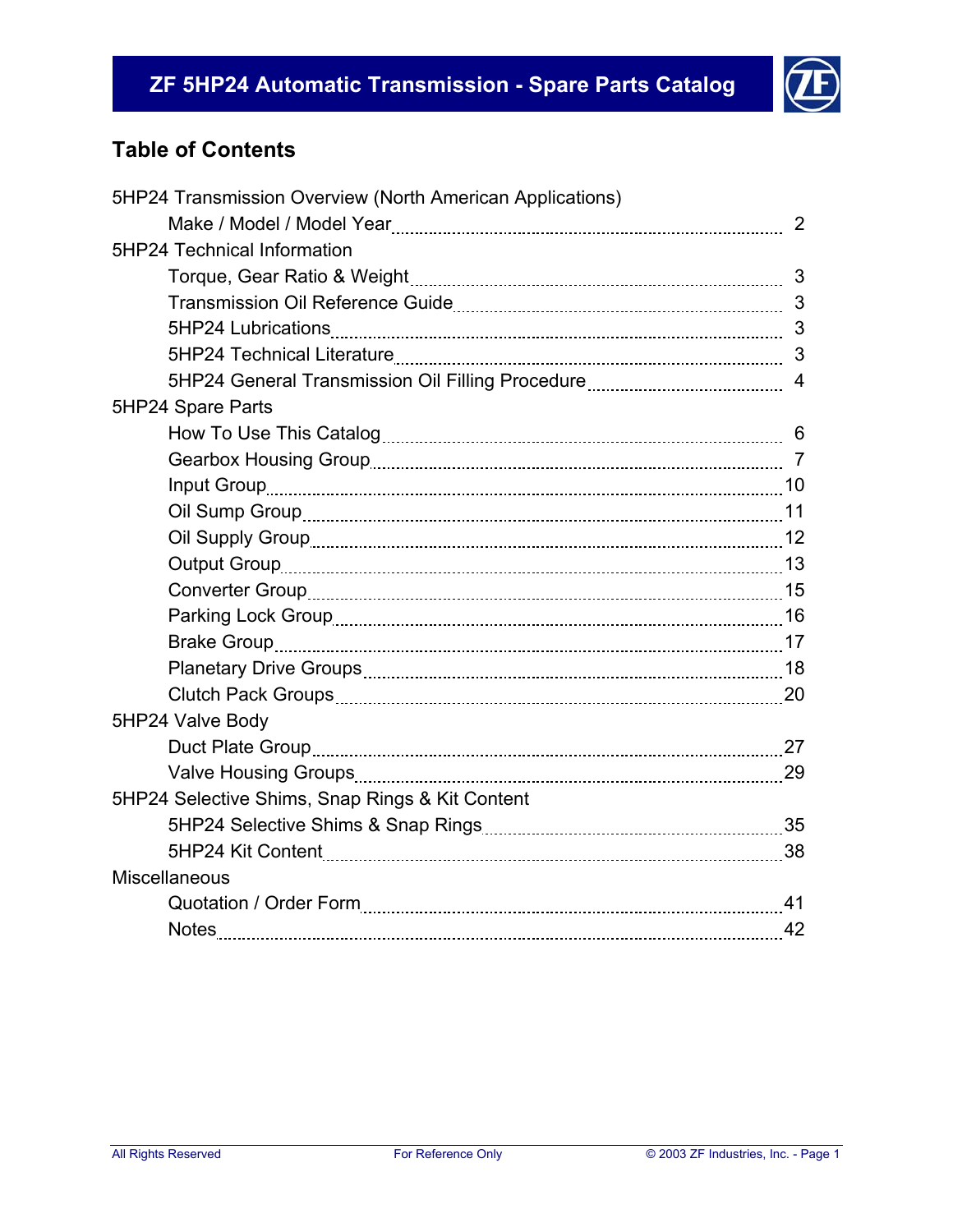# ZF 5HP24 Automatic Transmission - Spare Parts Catalog

## Table of Contents

| | |
|---|---|
| **5HP24 Transmission Overview (North American Applications)** | |
| Make / Model / Model Year | 2 |
| **5HP24 Technical Information** | |
| Torque, Gear Ratio & Weight | 3 |
| Transmission Oil Reference Guide | 3 |
| 5HP24 Lubrications | 3 |
| 5HP24 Technical Literature | 3 |
| 5HP24 General Transmission Oil Filling Procedure | 4 |
| **5HP24 Spare Parts** | |
| How To Use This Catalog | 6 |
| Gearbox Housing Group | 7 |
| Input Group | 10 |
| Oil Sump Group | 11 |
| Oil Supply Group | 12 |
| Output Group | 13 |
| Converter Group | 15 |
| Parking Lock Group | 16 |
| Brake Group | 17 |
| Planetary Drive Groups | 18 |
| Clutch Pack Groups | 20 |
| **5HP24 Valve Body** | |
| Duct Plate Group | 27 |
| Valve Housing Groups | 29 |
| **5HP24 Selective Shims, Snap Rings & Kit Content** | |
| 5HP24 Selective Shims & Snap Rings | 35 |
| 5HP24 Kit Content | 38 |
| **Miscellaneous** | |
| Quotation / Order Form | 41 |
| Notes | 42 |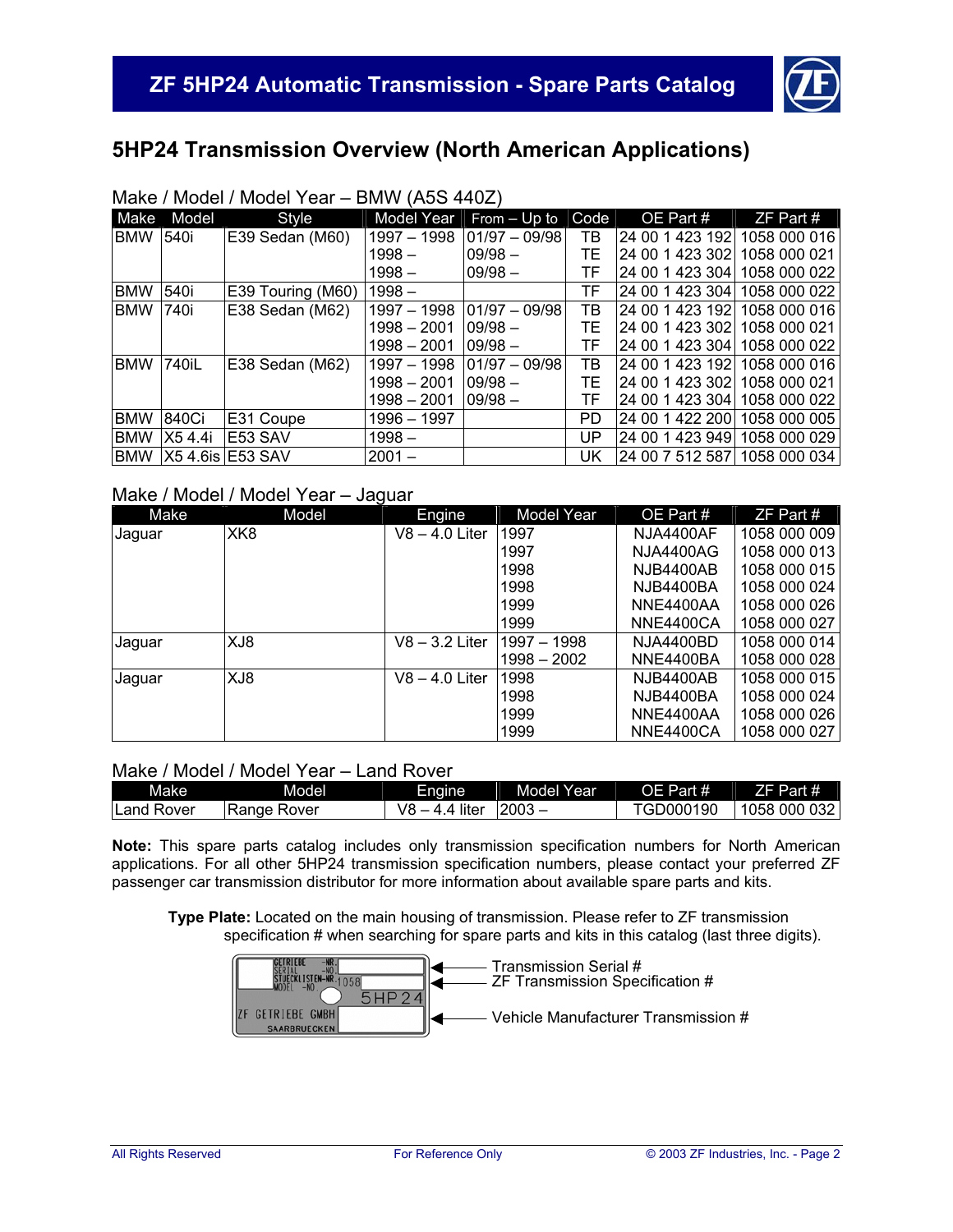# ZF 5HP24 Automatic Transmission - Spare Parts Catalog

## 5HP24 Transmission Overview (North American Applications)

Make / Model / Model Year – BMW (A5S 440Z)

| Make | Model | Style | Model Year | From – Up to | Code | OE Part # | ZF Part # |
|---|---|---|---|---|---|---|---|
| BMW | 540i | E39 Sedan (M60) | 1997 – 1998 | 01/97 – 09/98 | TB | 24 00 1 423 192 | 1058 000 016 |
| | | | 1998 – | 09/98 – | TE | 24 00 1 423 302 | 1058 000 021 |
| | | | 1998 – | 09/98 – | TF | 24 00 1 423 304 | 1058 000 022 |
| BMW | 540i | E39 Touring (M60) | 1998 – | | TF | 24 00 1 423 304 | 1058 000 022 |
| BMW | 740i | E38 Sedan (M62) | 1997 – 1998 | 01/97 – 09/98 | TB | 24 00 1 423 192 | 1058 000 016 |
| | | | 1998 – 2001 | 09/98 – | TE | 24 00 1 423 302 | 1058 000 021 |
| | | | 1998 – 2001 | 09/98 – | TF | 24 00 1 423 304 | 1058 000 022 |
| BMW | 740iL | E38 Sedan (M62) | 1997 – 1998 | 01/97 – 09/98 | TB | 24 00 1 423 192 | 1058 000 016 |
| | | | 1998 – 2001 | 09/98 – | TE | 24 00 1 423 302 | 1058 000 021 |
| | | | 1998 – 2001 | 09/98 – | TF | 24 00 1 423 304 | 1058 000 022 |
| BMW | 840Ci | E31 Coupe | 1996 – 1997 | | PD | 24 00 1 422 200 | 1058 000 005 |
| BMW | X5 4.4i | E53 SAV | 1998 – | | UP | 24 00 1 423 949 | 1058 000 029 |
| BMW | X5 4.6is | E53 SAV | 2001 – | | UK | 24 00 7 512 587 | 1058 000 034 |

Make / Model / Model Year – Jaguar

| Make | Model | Engine | Model Year | OE Part # | ZF Part # |
|---|---|---|---|---|---|
| Jaguar | XK8 | V8 – 4.0 Liter | 1997 | NJA4400AF | 1058 000 009 |
| | | | 1997 | NJA4400AG | 1058 000 013 |
| | | | 1998 | NJB4400AB | 1058 000 015 |
| | | | 1998 | NJB4400BA | 1058 000 024 |
| | | | 1999 | NNE4400AA | 1058 000 026 |
| | | | 1999 | NNE4400CA | 1058 000 027 |
| Jaguar | XJ8 | V8 – 3.2 Liter | 1997 – 1998 | NJA4400BD | 1058 000 014 |
| | | | 1998 – 2002 | NNE4400BA | 1058 000 028 |
| Jaguar | XJ8 | V8 – 4.0 Liter | 1998 | NJB4400AB | 1058 000 015 |
| | | | 1998 | NJB4400BA | 1058 000 024 |
| | | | 1999 | NNE4400AA | 1058 000 026 |
| | | | 1999 | NNE4400CA | 1058 000 027 |

Make / Model / Model Year – Land Rover

| Make | Model | Engine | Model Year | OE Part # | ZF Part # |
|---|---|---|---|---|---|
| Land Rover | Range Rover | V8 – 4.4 liter | 2003 – | TGD000190 | 1058 000 032 |

**Note:** This spare parts catalog includes only transmission specification numbers for North American applications. For all other 5HP24 transmission specification numbers, please contact your preferred ZF passenger car transmission distributor for more information about available spare parts and kits.

**Type Plate:** Located on the main housing of transmission. Please refer to ZF transmission specification # when searching for spare parts and kits in this catalog (last three digits).

GETRIEBE -NR. / SERIAL -NO. / STUECKLISTEN-NR. 1058 / MODEL -NO. / 5HP24 / ZF GETRIEBE GMBH SAARBRUECKEN

- Transmission Serial #
- ZF Transmission Specification #
- Vehicle Manufacturer Transmission #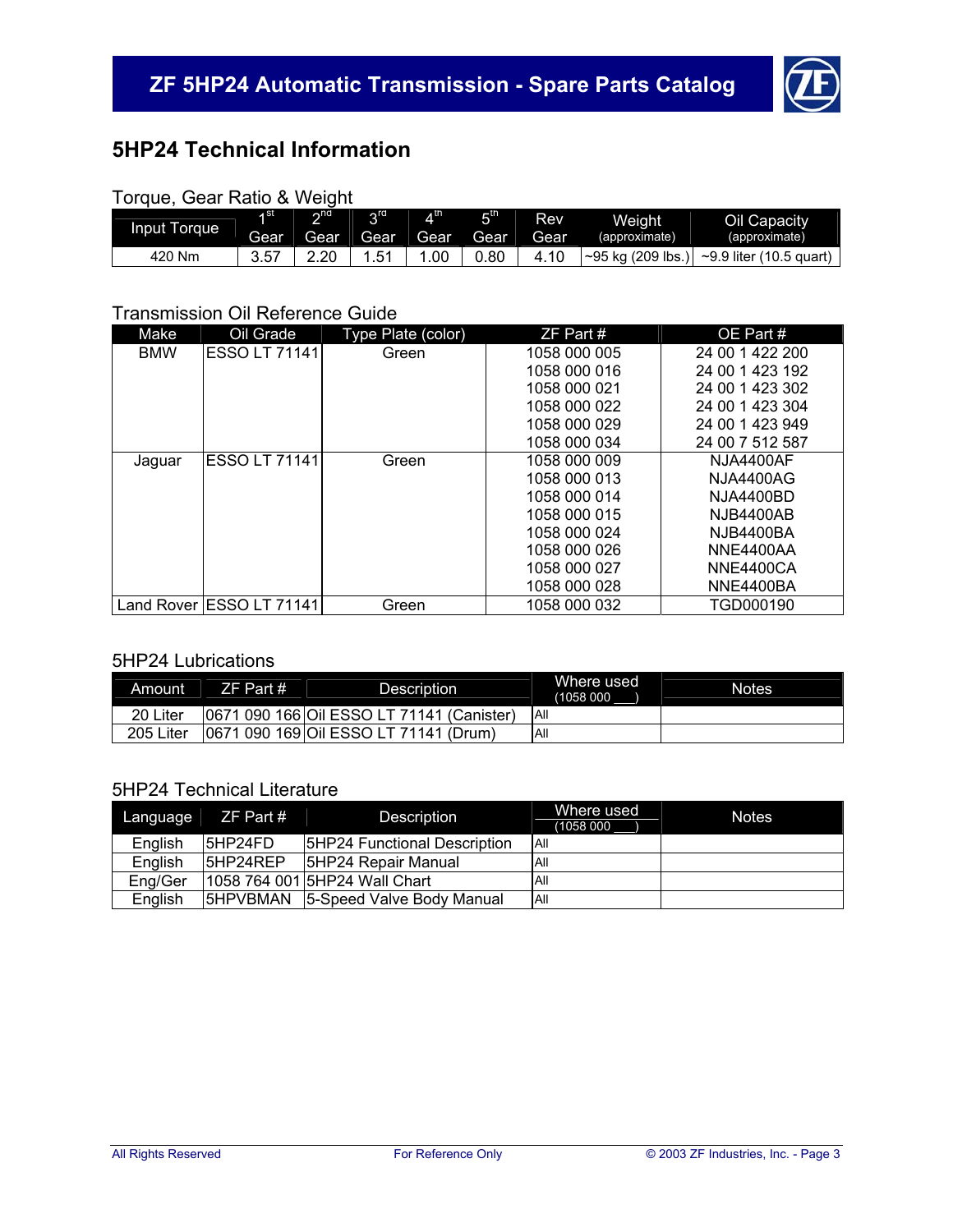# ZF 5HP24 Automatic Transmission - Spare Parts Catalog

## 5HP24 Technical Information

### Torque, Gear Ratio & Weight

| Input Torque | 1st Gear | 2nd Gear | 3rd Gear | 4th Gear | 5th Gear | Rev Gear | Weight (approximate) | Oil Capacity (approximate) |
|---|---|---|---|---|---|---|---|---|
| 420 Nm | 3.57 | 2.20 | 1.51 | 1.00 | 0.80 | 4.10 | ~95 kg (209 lbs.) | ~9.9 liter (10.5 quart) |

### Transmission Oil Reference Guide

| Make | Oil Grade | Type Plate (color) | ZF Part # | OE Part # |
|---|---|---|---|---|
| BMW | ESSO LT 71141 | Green | 1058 000 005 | 24 00 1 422 200 |
| | | | 1058 000 016 | 24 00 1 423 192 |
| | | | 1058 000 021 | 24 00 1 423 302 |
| | | | 1058 000 022 | 24 00 1 423 304 |
| | | | 1058 000 029 | 24 00 1 423 949 |
| | | | 1058 000 034 | 24 00 7 512 587 |
| Jaguar | ESSO LT 71141 | Green | 1058 000 009 | NJA4400AF |
| | | | 1058 000 013 | NJA4400AG |
| | | | 1058 000 014 | NJA4400BD |
| | | | 1058 000 015 | NJB4400AB |
| | | | 1058 000 024 | NJB4400BA |
| | | | 1058 000 026 | NNE4400AA |
| | | | 1058 000 027 | NNE4400CA |
| | | | 1058 000 028 | NNE4400BA |
| Land Rover | ESSO LT 71141 | Green | 1058 000 032 | TGD000190 |

### 5HP24 Lubrications

| Amount | ZF Part # | Description | Where used (1058 000 ___) | Notes |
|---|---|---|---|---|
| 20 Liter | 0671 090 166 | Oil ESSO LT 71141 (Canister) | All | |
| 205 Liter | 0671 090 169 | Oil ESSO LT 71141 (Drum) | All | |

### 5HP24 Technical Literature

| Language | ZF Part # | Description | Where used (1058 000 ___) | Notes |
|---|---|---|---|---|
| English | 5HP24FD | 5HP24 Functional Description | All | |
| English | 5HP24REP | 5HP24 Repair Manual | All | |
| Eng/Ger | 1058 764 001 | 5HP24 Wall Chart | All | |
| English | 5HPVBMAN | 5-Speed Valve Body Manual | All | |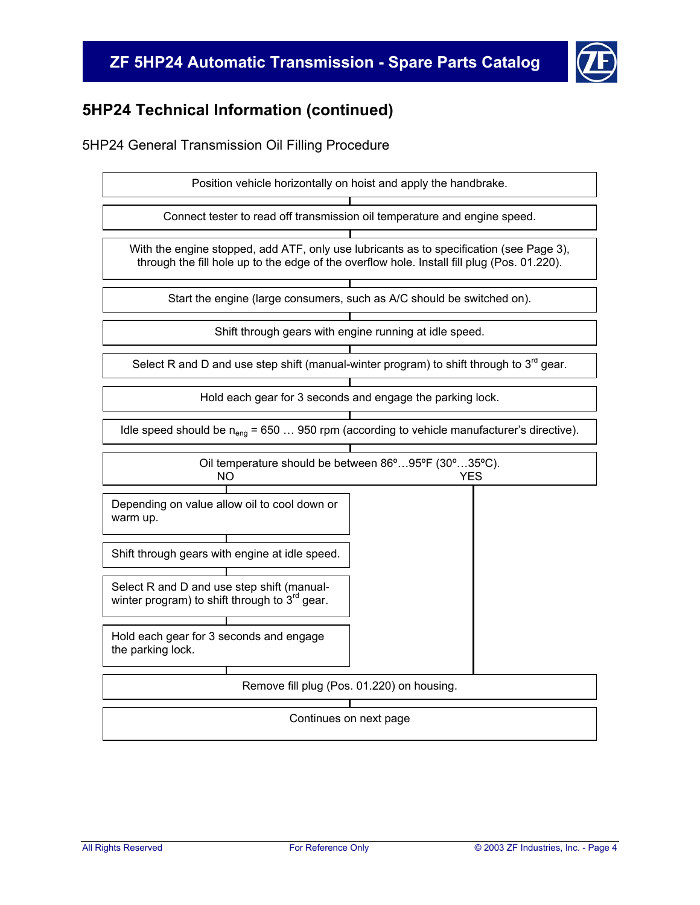## 5HP24 Technical Information (continued)

5HP24 General Transmission Oil Filling Procedure

Position vehicle horizontally on hoist and apply the handbrake.

Connect tester to read off transmission oil temperature and engine speed.

With the engine stopped, add ATF, only use lubricants as to specification (see Page 3), through the fill hole up to the edge of the overflow hole. Install fill plug (Pos. 01.220).

Start the engine (large consumers, such as A/C should be switched on).

Shift through gears with engine running at idle speed.

Select R and D and use step shift (manual-winter program) to shift through to 3rd gear.

Hold each gear for 3 seconds and engage the parking lock.

Idle speed should be $n_{eng}$ = 650 … 950 rpm (according to vehicle manufacturer's directive).

Oil temperature should be between 86º…95ºF (30º…35ºC).

- **NO:**
  - Depending on value allow oil to cool down or warm up.
  - Shift through gears with engine at idle speed.
  - Select R and D and use step shift (manual-winter program) to shift through to 3rd gear.
  - Hold each gear for 3 seconds and engage the parking lock.
- **YES:** proceed directly to the next step.

Remove fill plug (Pos. 01.220) on housing.

Continues on next page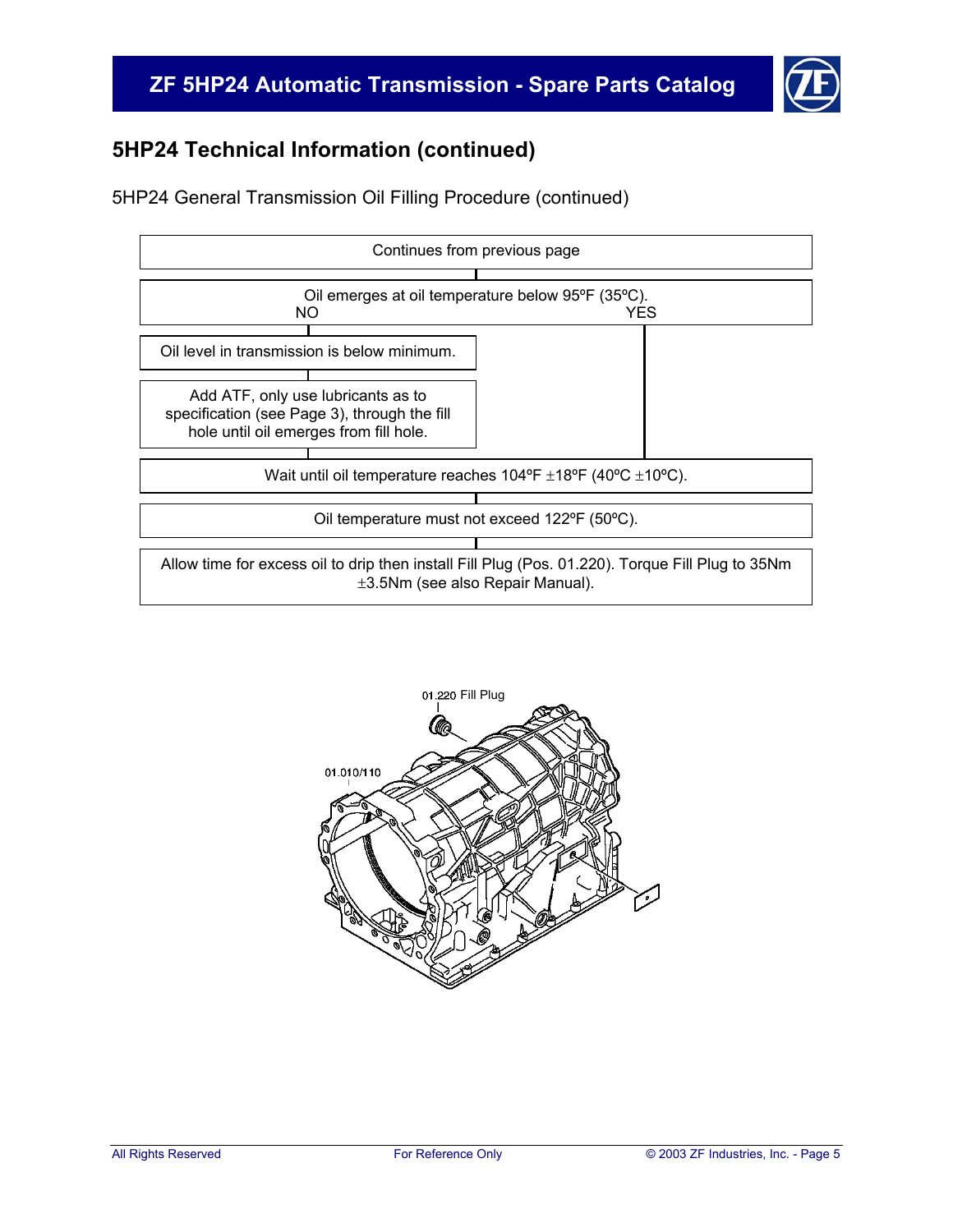## 5HP24 Technical Information (continued)

5HP24 General Transmission Oil Filling Procedure (continued)

Continues from previous page

Oil emerges at oil temperature below 95ºF (35ºC).
NO YES

**NO:**

Oil level in transmission is below minimum.

Add ATF, only use lubricants as to specification (see Page 3), through the fill hole until oil emerges from fill hole.

**YES / continue:**

Wait until oil temperature reaches 104ºF ±18ºF (40ºC ±10ºC).

Oil temperature must not exceed 122ºF (50ºC).

Allow time for excess oil to drip then install Fill Plug (Pos. 01.220). Torque Fill Plug to 35Nm ±3.5Nm (see also Repair Manual).

01.220 Fill Plug

01.010/110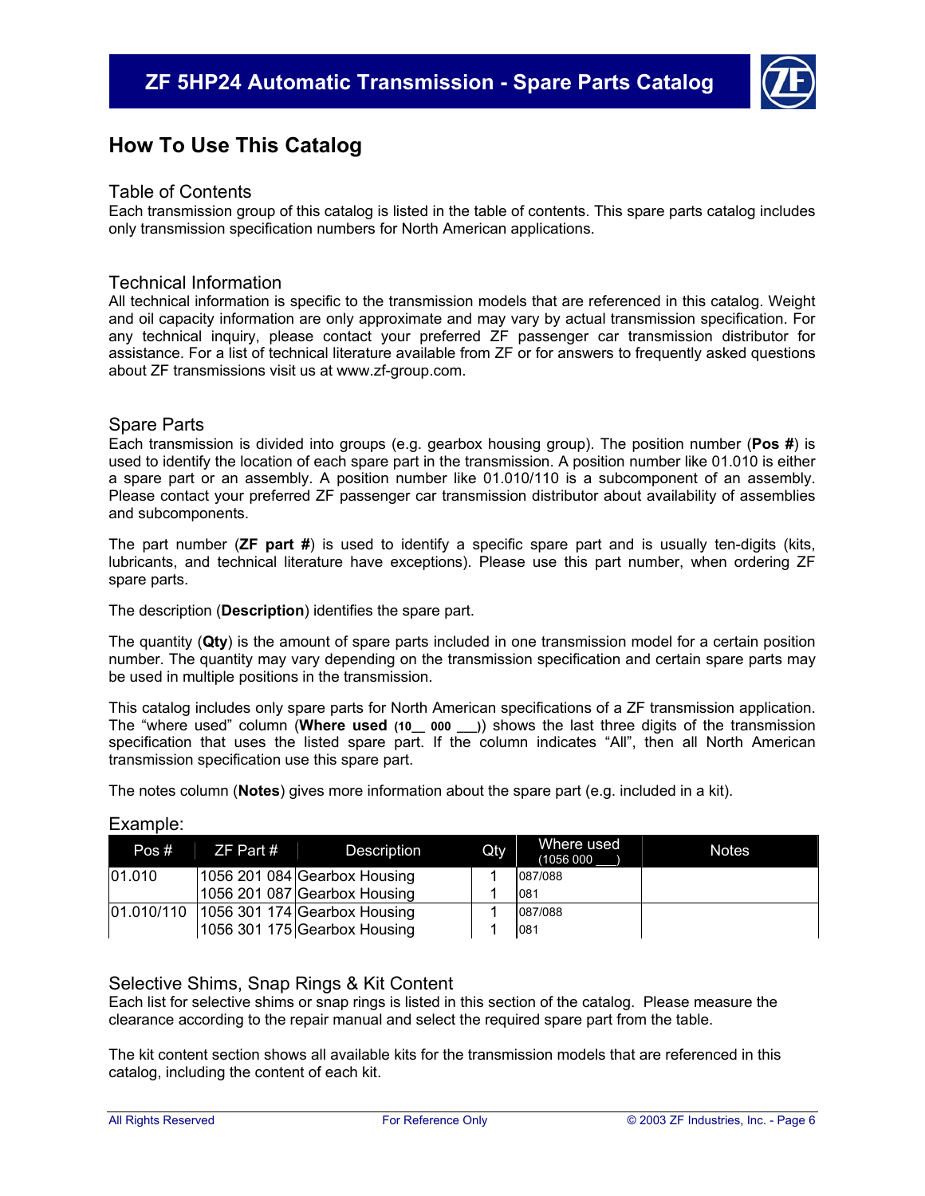## How To Use This Catalog

### Table of Contents

Each transmission group of this catalog is listed in the table of contents. This spare parts catalog includes only transmission specification numbers for North American applications.

### Technical Information

All technical information is specific to the transmission models that are referenced in this catalog. Weight and oil capacity information are only approximate and may vary by actual transmission specification. For any technical inquiry, please contact your preferred ZF passenger car transmission distributor for assistance. For a list of technical literature available from ZF or for answers to frequently asked questions about ZF transmissions visit us at www.zf-group.com.

### Spare Parts

Each transmission is divided into groups (e.g. gearbox housing group). The position number (**Pos #**) is used to identify the location of each spare part in the transmission. A position number like 01.010 is either a spare part or an assembly. A position number like 01.010/110 is a subcomponent of an assembly. Please contact your preferred ZF passenger car transmission distributor about availability of assemblies and subcomponents.

The part number (**ZF part #**) is used to identify a specific spare part and is usually ten-digits (kits, lubricants, and technical literature have exceptions). Please use this part number, when ordering ZF spare parts.

The description (**Description**) identifies the spare part.

The quantity (**Qty**) is the amount of spare parts included in one transmission model for a certain position number. The quantity may vary depending on the transmission specification and certain spare parts may be used in multiple positions in the transmission.

This catalog includes only spare parts for North American specifications of a ZF transmission application. The "where used" column (**Where used (10__ 000 ___)**) shows the last three digits of the transmission specification that uses the listed spare part. If the column indicates "All", then all North American transmission specification use this spare part.

The notes column (**Notes**) gives more information about the spare part (e.g. included in a kit).

Example:

| Pos # | ZF Part # | Description | Qty | Where used (1056 000 ___) | Notes |
|---|---|---|---|---|---|
| 01.010 | 1056 201 084 | Gearbox Housing | 1 | 087/088 | |
| | 1056 201 087 | Gearbox Housing | 1 | 081 | |
| 01.010/110 | 1056 301 174 | Gearbox Housing | 1 | 087/088 | |
| | 1056 301 175 | Gearbox Housing | 1 | 081 | |

### Selective Shims, Snap Rings & Kit Content

Each list for selective shims or snap rings is listed in this section of the catalog. Please measure the clearance according to the repair manual and select the required spare part from the table.

The kit content section shows all available kits for the transmission models that are referenced in this catalog, including the content of each kit.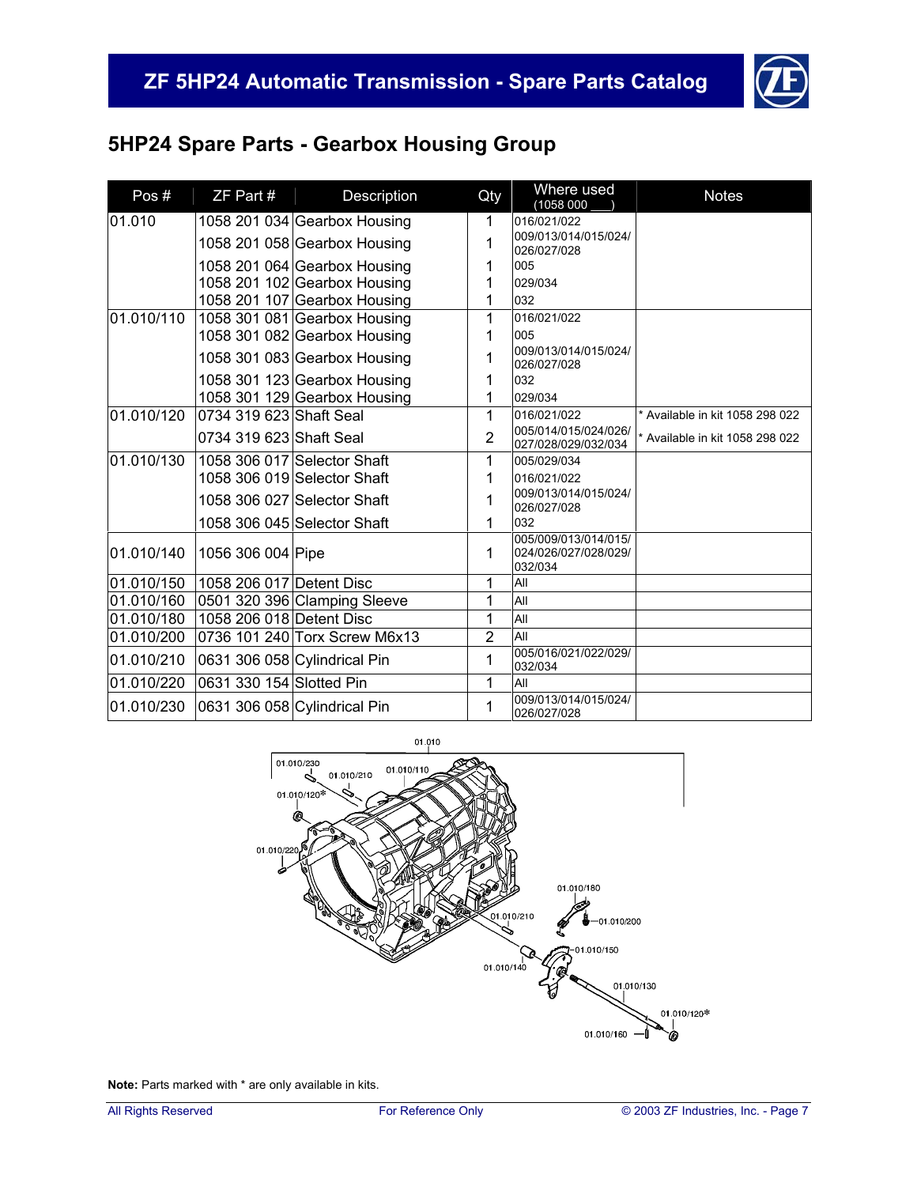## 5HP24 Spare Parts - Gearbox Housing Group

| Pos # | ZF Part # | Description | Qty | Where used (1058 000 ___) | Notes |
|---|---|---|---|---|---|
| 01.010 | 1058 201 034 | Gearbox Housing | 1 | 016/021/022 | |
| | 1058 201 058 | Gearbox Housing | 1 | 009/013/014/015/024/ 026/027/028 | |
| | 1058 201 064 | Gearbox Housing | 1 | 005 | |
| | 1058 201 102 | Gearbox Housing | 1 | 029/034 | |
| | 1058 201 107 | Gearbox Housing | 1 | 032 | |
| 01.010/110 | 1058 301 081 | Gearbox Housing | 1 | 016/021/022 | |
| | 1058 301 082 | Gearbox Housing | 1 | 005 | |
| | 1058 301 083 | Gearbox Housing | 1 | 009/013/014/015/024/ 026/027/028 | |
| | 1058 301 123 | Gearbox Housing | 1 | 032 | |
| | 1058 301 129 | Gearbox Housing | 1 | 029/034 | |
| 01.010/120 | 0734 319 623 | Shaft Seal | 1 | 016/021/022 | * Available in kit 1058 298 022 |
| | 0734 319 623 | Shaft Seal | 2 | 005/014/015/024/026/ 027/028/029/032/034 | * Available in kit 1058 298 022 |
| 01.010/130 | 1058 306 017 | Selector Shaft | 1 | 005/029/034 | |
| | 1058 306 019 | Selector Shaft | 1 | 016/021/022 | |
| | 1058 306 027 | Selector Shaft | 1 | 009/013/014/015/024/ 026/027/028 | |
| | 1058 306 045 | Selector Shaft | 1 | 032 | |
| 01.010/140 | 1056 306 004 | Pipe | 1 | 005/009/013/014/015/ 024/026/027/028/029/ 032/034 | |
| 01.010/150 | 1058 206 017 | Detent Disc | 1 | All | |
| 01.010/160 | 0501 320 396 | Clamping Sleeve | 1 | All | |
| 01.010/180 | 1058 206 018 | Detent Disc | 1 | All | |
| 01.010/200 | 0736 101 240 | Torx Screw M6x13 | 2 | All | |
| 01.010/210 | 0631 306 058 | Cylindrical Pin | 1 | 005/016/021/022/029/ 032/034 | |
| 01.010/220 | 0631 330 154 | Slotted Pin | 1 | All | |
| 01.010/230 | 0631 306 058 | Cylindrical Pin | 1 | 009/013/014/015/024/ 026/027/028 | |

**Note:** Parts marked with * are only available in kits.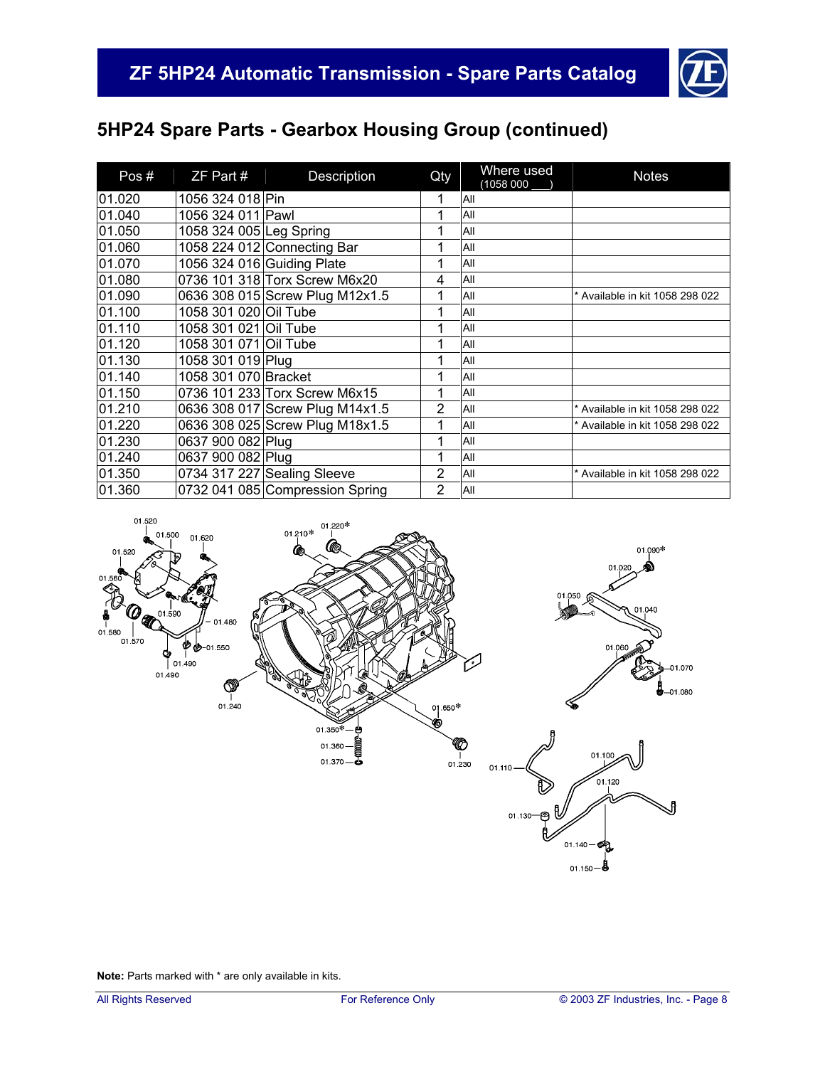## 5HP24 Spare Parts - Gearbox Housing Group (continued)

| Pos # | ZF Part # | Description | Qty | Where used (1058 000 ___) | Notes |
|---|---|---|---|---|---|
| 01.020 | 1056 324 018 | Pin | 1 | All | |
| 01.040 | 1056 324 011 | Pawl | 1 | All | |
| 01.050 | 1058 324 005 | Leg Spring | 1 | All | |
| 01.060 | 1058 224 012 | Connecting Bar | 1 | All | |
| 01.070 | 1056 324 016 | Guiding Plate | 1 | All | |
| 01.080 | 0736 101 318 | Torx Screw M6x20 | 4 | All | |
| 01.090 | 0636 308 015 | Screw Plug M12x1.5 | 1 | All | * Available in kit 1058 298 022 |
| 01.100 | 1058 301 020 | Oil Tube | 1 | All | |
| 01.110 | 1058 301 021 | Oil Tube | 1 | All | |
| 01.120 | 1058 301 071 | Oil Tube | 1 | All | |
| 01.130 | 1058 301 019 | Plug | 1 | All | |
| 01.140 | 1058 301 070 | Bracket | 1 | All | |
| 01.150 | 0736 101 233 | Torx Screw M6x15 | 1 | All | |
| 01.210 | 0636 308 017 | Screw Plug M14x1.5 | 2 | All | * Available in kit 1058 298 022 |
| 01.220 | 0636 308 025 | Screw Plug M18x1.5 | 1 | All | * Available in kit 1058 298 022 |
| 01.230 | 0637 900 082 | Plug | 1 | All | |
| 01.240 | 0637 900 082 | Plug | 1 | All | |
| 01.350 | 0734 317 227 | Sealing Sleeve | 2 | All | * Available in kit 1058 298 022 |
| 01.360 | 0732 041 085 | Compression Spring | 2 | All | |

**Note:** Parts marked with * are only available in kits.

All Rights Reserved — For Reference Only — © 2003 ZF Industries, Inc.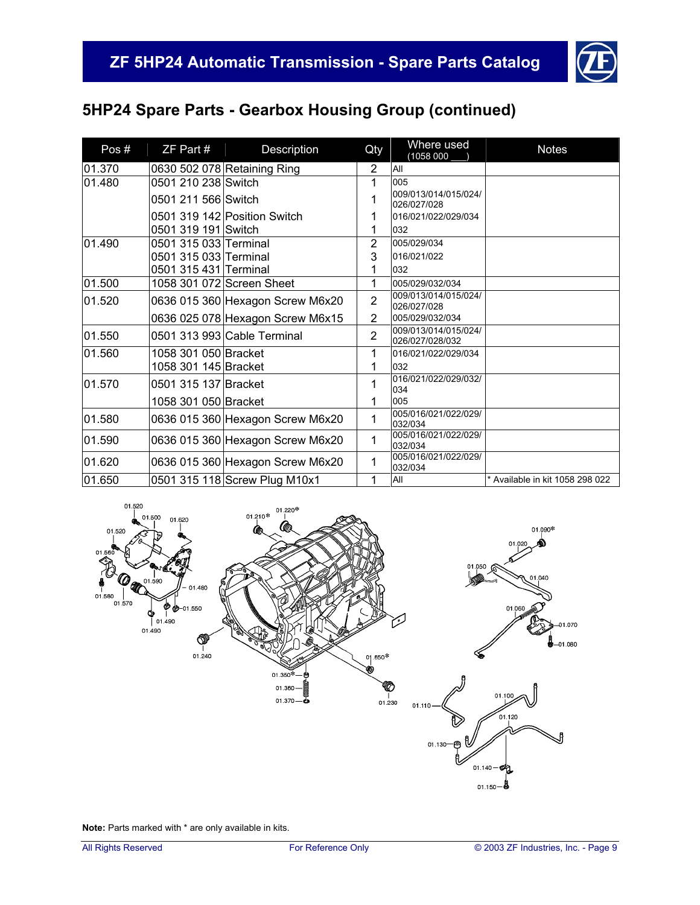## 5HP24 Spare Parts - Gearbox Housing Group (continued)

| Pos # | ZF Part # | Description | Qty | Where used (1058 000 ___) | Notes |
|---|---|---|---|---|---|
| 01.370 | 0630 502 078 | Retaining Ring | 2 | All | |
| 01.480 | 0501 210 238 | Switch | 1 | 005 | |
| | 0501 211 566 | Switch | 1 | 009/013/014/015/024/026/027/028 | |
| | 0501 319 142 | Position Switch | 1 | 016/021/022/029/034 | |
| | 0501 319 191 | Switch | 1 | 032 | |
| 01.490 | 0501 315 033 | Terminal | 2 | 005/029/034 | |
| | 0501 315 033 | Terminal | 3 | 016/021/022 | |
| | 0501 315 431 | Terminal | 1 | 032 | |
| 01.500 | 1058 301 072 | Screen Sheet | 1 | 005/029/032/034 | |
| 01.520 | 0636 015 360 | Hexagon Screw M6x20 | 2 | 009/013/014/015/024/026/027/028 | |
| | 0636 025 078 | Hexagon Screw M6x15 | 2 | 005/029/032/034 | |
| 01.550 | 0501 313 993 | Cable Terminal | 2 | 009/013/014/015/024/026/027/028/032 | |
| 01.560 | 1058 301 050 | Bracket | 1 | 016/021/022/029/034 | |
| | 1058 301 145 | Bracket | 1 | 032 | |
| 01.570 | 0501 315 137 | Bracket | 1 | 016/021/022/029/032/034 | |
| | 1058 301 050 | Bracket | 1 | 005 | |
| 01.580 | 0636 015 360 | Hexagon Screw M6x20 | 1 | 005/016/021/022/029/032/034 | |
| 01.590 | 0636 015 360 | Hexagon Screw M6x20 | 1 | 005/016/021/022/029/032/034 | |
| 01.620 | 0636 015 360 | Hexagon Screw M6x20 | 1 | 005/016/021/022/029/032/034 | |
| 01.650 | 0501 315 118 | Screw Plug M10x1 | 1 | All | * Available in kit 1058 298 022 |

**Note:** Parts marked with * are only available in kits.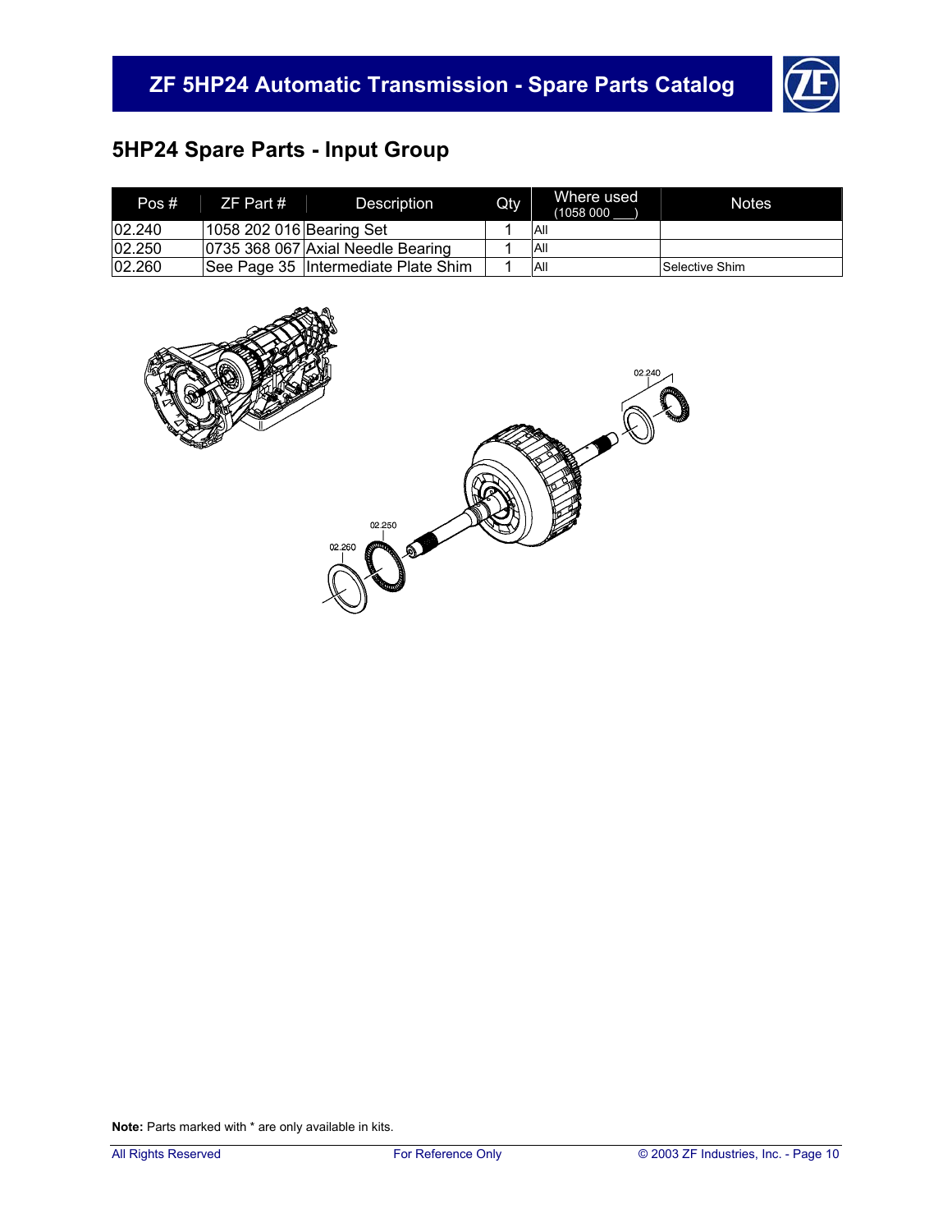## 5HP24 Spare Parts - Input Group

| Pos # | ZF Part # | Description | Qty | Where used (1058 000 ___) | Notes |
|---|---|---|---|---|---|
| 02.240 | 1058 202 016 | Bearing Set | 1 | All | |
| 02.250 | 0735 368 067 | Axial Needle Bearing | 1 | All | |
| 02.260 | See Page 35 | Intermediate Plate Shim | 1 | All | Selective Shim |

**Note:** Parts marked with * are only available in kits.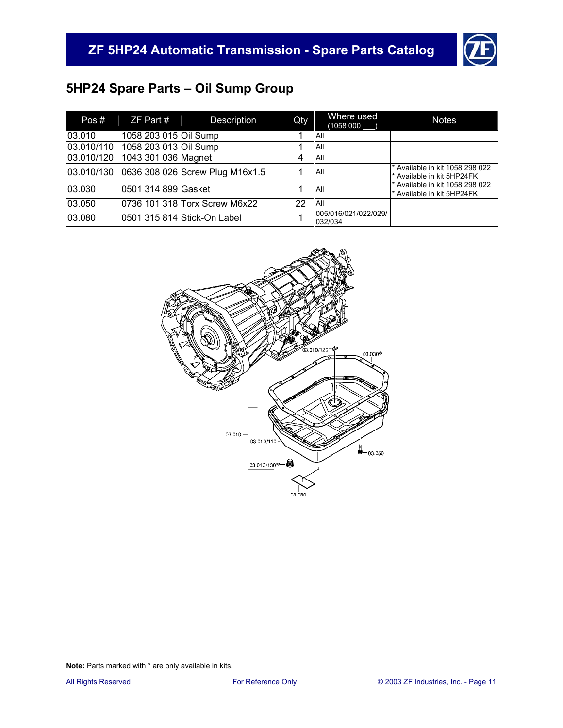## 5HP24 Spare Parts – Oil Sump Group

| Pos # | ZF Part # | Description | Qty | Where used (1058 000 ___) | Notes |
|---|---|---|---|---|---|
| 03.010 | 1058 203 015 | Oil Sump | 1 | All | |
| 03.010/110 | 1058 203 013 | Oil Sump | 1 | All | |
| 03.010/120 | 1043 301 036 | Magnet | 4 | All | |
| 03.010/130 | 0636 308 026 | Screw Plug M16x1.5 | 1 | All | * Available in kit 1058 298 022<br>* Available in kit 5HP24FK |
| 03.030 | 0501 314 899 | Gasket | 1 | All | * Available in kit 1058 298 022<br>* Available in kit 5HP24FK |
| 03.050 | 0736 101 318 | Torx Screw M6x22 | 22 | All | |
| 03.080 | 0501 315 814 | Stick-On Label | 1 | 005/016/021/022/029/032/034 | |

**Note:** Parts marked with * are only available in kits.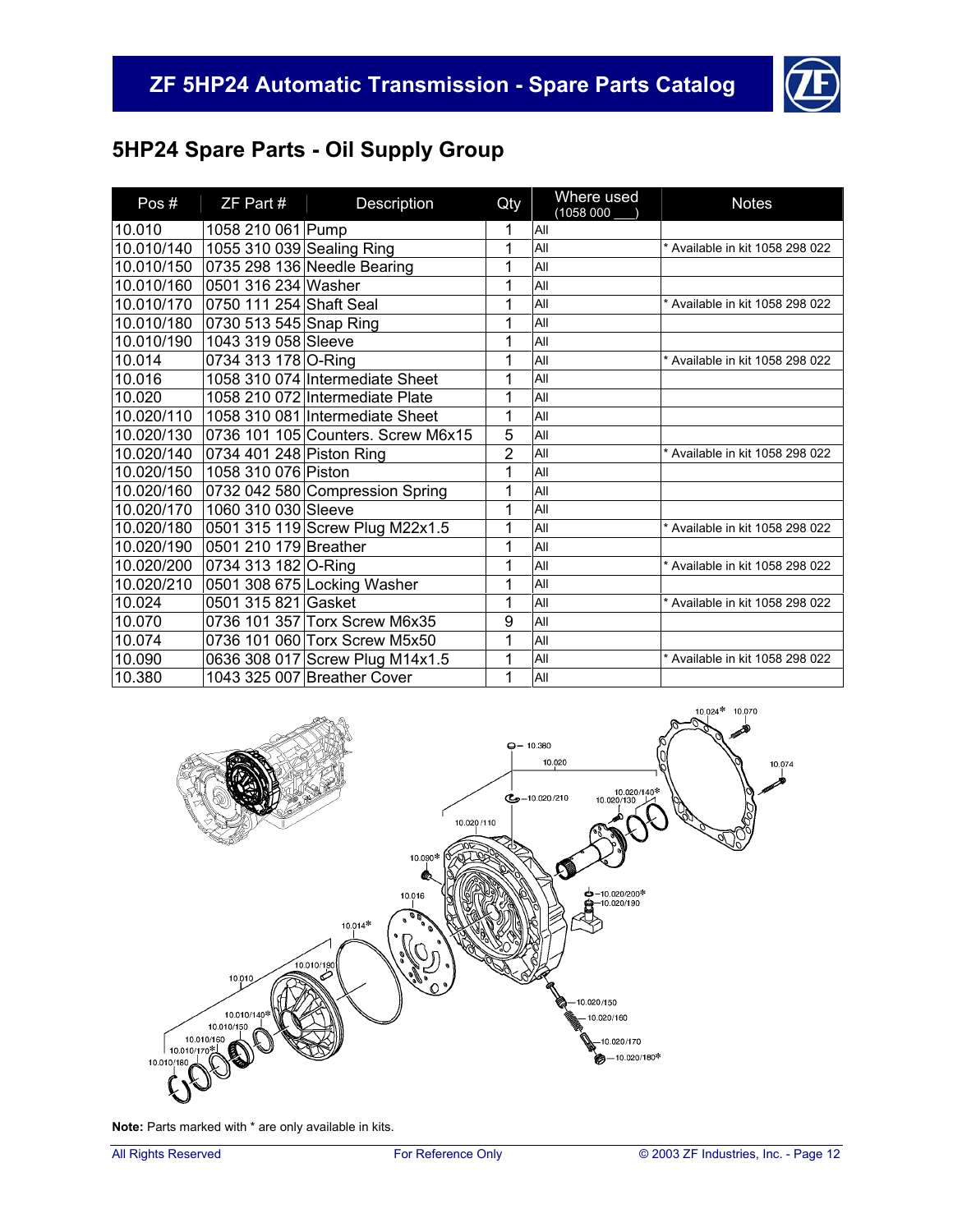## 5HP24 Spare Parts - Oil Supply Group

| Pos # | ZF Part # | Description | Qty | Where used (1058 000 ___) | Notes |
|---|---|---|---|---|---|
| 10.010 | 1058 210 061 | Pump | 1 | All | |
| 10.010/140 | 1055 310 039 | Sealing Ring | 1 | All | * Available in kit 1058 298 022 |
| 10.010/150 | 0735 298 136 | Needle Bearing | 1 | All | |
| 10.010/160 | 0501 316 234 | Washer | 1 | All | |
| 10.010/170 | 0750 111 254 | Shaft Seal | 1 | All | * Available in kit 1058 298 022 |
| 10.010/180 | 0730 513 545 | Snap Ring | 1 | All | |
| 10.010/190 | 1043 319 058 | Sleeve | 1 | All | |
| 10.014 | 0734 313 178 | O-Ring | 1 | All | * Available in kit 1058 298 022 |
| 10.016 | 1058 310 074 | Intermediate Sheet | 1 | All | |
| 10.020 | 1058 210 072 | Intermediate Plate | 1 | All | |
| 10.020/110 | 1058 310 081 | Intermediate Sheet | 1 | All | |
| 10.020/130 | 0736 101 105 | Counters. Screw M6x15 | 5 | All | |
| 10.020/140 | 0734 401 248 | Piston Ring | 2 | All | * Available in kit 1058 298 022 |
| 10.020/150 | 1058 310 076 | Piston | 1 | All | |
| 10.020/160 | 0732 042 580 | Compression Spring | 1 | All | |
| 10.020/170 | 1060 310 030 | Sleeve | 1 | All | |
| 10.020/180 | 0501 315 119 | Screw Plug M22x1.5 | 1 | All | * Available in kit 1058 298 022 |
| 10.020/190 | 0501 210 179 | Breather | 1 | All | |
| 10.020/200 | 0734 313 182 | O-Ring | 1 | All | * Available in kit 1058 298 022 |
| 10.020/210 | 0501 308 675 | Locking Washer | 1 | All | |
| 10.024 | 0501 315 821 | Gasket | 1 | All | * Available in kit 1058 298 022 |
| 10.070 | 0736 101 357 | Torx Screw M6x35 | 9 | All | |
| 10.074 | 0736 101 060 | Torx Screw M5x50 | 1 | All | |
| 10.090 | 0636 308 017 | Screw Plug M14x1.5 | 1 | All | * Available in kit 1058 298 022 |
| 10.380 | 1043 325 007 | Breather Cover | 1 | All | |

**Note:** Parts marked with * are only available in kits.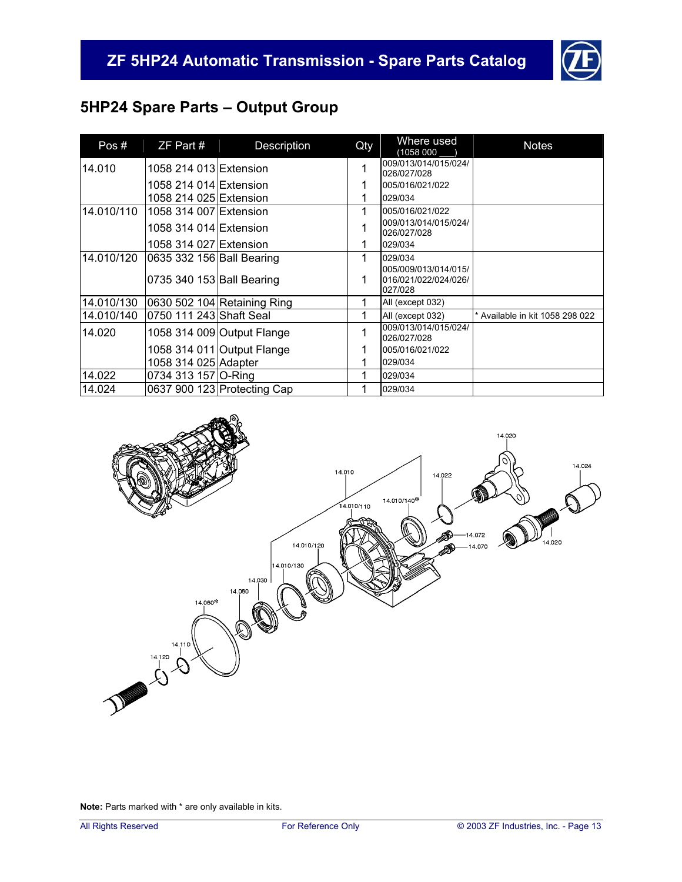## 5HP24 Spare Parts – Output Group

| Pos # | ZF Part # | Description | Qty | Where used (1058 000 ___) | Notes |
|---|---|---|---|---|---|
| 14.010 | 1058 214 013 | Extension | 1 | 009/013/014/015/024/ 026/027/028 | |
| | 1058 214 014 | Extension | 1 | 005/016/021/022 | |
| | 1058 214 025 | Extension | 1 | 029/034 | |
| 14.010/110 | 1058 314 007 | Extension | 1 | 005/016/021/022 | |
| | 1058 314 014 | Extension | 1 | 009/013/014/015/024/ 026/027/028 | |
| | 1058 314 027 | Extension | 1 | 029/034 | |
| 14.010/120 | 0635 332 156 | Ball Bearing | 1 | 029/034 | |
| | 0735 340 153 | Ball Bearing | 1 | 005/009/013/014/015/ 016/021/022/024/026/ 027/028 | |
| 14.010/130 | 0630 502 104 | Retaining Ring | 1 | All (except 032) | |
| 14.010/140 | 0750 111 243 | Shaft Seal | 1 | All (except 032) | * Available in kit 1058 298 022 |
| 14.020 | 1058 314 009 | Output Flange | 1 | 009/013/014/015/024/ 026/027/028 | |
| | 1058 314 011 | Output Flange | 1 | 005/016/021/022 | |
| | 1058 314 025 | Adapter | 1 | 029/034 | |
| 14.022 | 0734 313 157 | O-Ring | 1 | 029/034 | |
| 14.024 | 0637 900 123 | Protecting Cap | 1 | 029/034 | |

**Note:** Parts marked with * are only available in kits.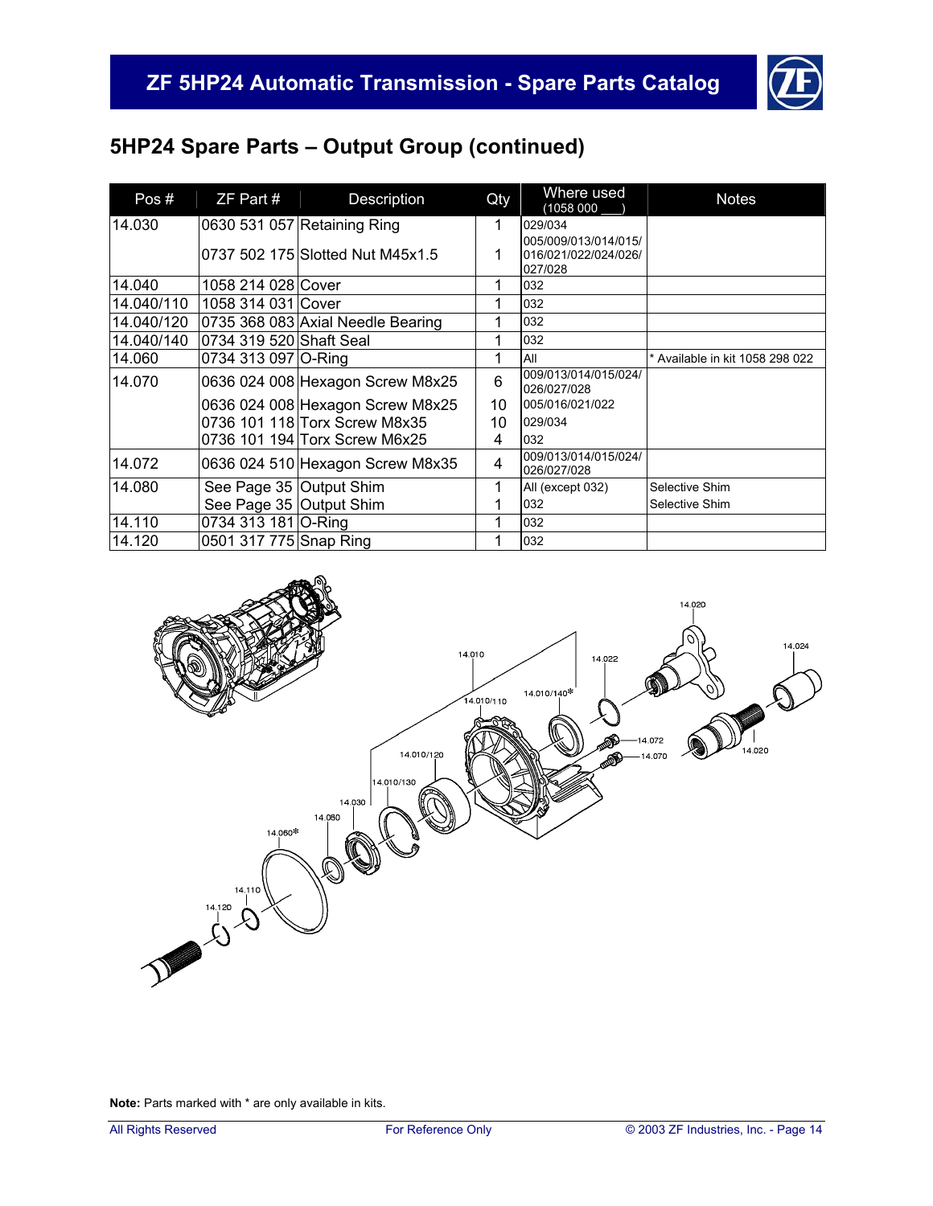## 5HP24 Spare Parts – Output Group (continued)

| Pos # | ZF Part # | Description | Qty | Where used (1058 000 ___) | Notes |
|---|---|---|---|---|---|
| 14.030 | 0630 531 057 | Retaining Ring | 1 | 029/034 | |
| | 0737 502 175 | Slotted Nut M45x1.5 | 1 | 005/009/013/014/015/016/021/022/024/026/027/028 | |
| 14.040 | 1058 214 028 | Cover | 1 | 032 | |
| 14.040/110 | 1058 314 031 | Cover | 1 | 032 | |
| 14.040/120 | 0735 368 083 | Axial Needle Bearing | 1 | 032 | |
| 14.040/140 | 0734 319 520 | Shaft Seal | 1 | 032 | |
| 14.060 | 0734 313 097 | O-Ring | 1 | All | * Available in kit 1058 298 022 |
| 14.070 | 0636 024 008 | Hexagon Screw M8x25 | 6 | 009/013/014/015/024/026/027/028 | |
| | 0636 024 008 | Hexagon Screw M8x25 | 10 | 005/016/021/022 | |
| | 0736 101 118 | Torx Screw M8x35 | 10 | 029/034 | |
| | 0736 101 194 | Torx Screw M6x25 | 4 | 032 | |
| 14.072 | 0636 024 510 | Hexagon Screw M8x35 | 4 | 009/013/014/015/024/026/027/028 | |
| 14.080 | See Page 35 | Output Shim | 1 | All (except 032) | Selective Shim |
| | See Page 35 | Output Shim | 1 | 032 | Selective Shim |
| 14.110 | 0734 313 181 | O-Ring | 1 | 032 | |
| 14.120 | 0501 317 775 | Snap Ring | 1 | 032 | |

**Note:** Parts marked with * are only available in kits.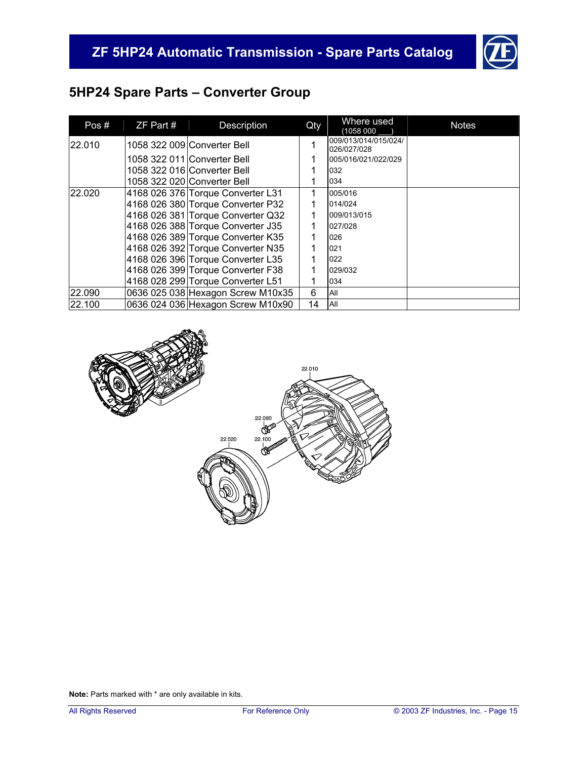## 5HP24 Spare Parts – Converter Group

| Pos # | ZF Part # | Description | Qty | Where used (1058 000 ___) | Notes |
|---|---|---|---|---|---|
| 22.010 | 1058 322 009 | Converter Bell | 1 | 009/013/014/015/024/026/027/028 | |
| | 1058 322 011 | Converter Bell | 1 | 005/016/021/022/029 | |
| | 1058 322 016 | Converter Bell | 1 | 032 | |
| | 1058 322 020 | Converter Bell | 1 | 034 | |
| 22.020 | 4168 026 376 | Torque Converter L31 | 1 | 005/016 | |
| | 4168 026 380 | Torque Converter P32 | 1 | 014/024 | |
| | 4168 026 381 | Torque Converter Q32 | 1 | 009/013/015 | |
| | 4168 026 388 | Torque Converter J35 | 1 | 027/028 | |
| | 4168 026 389 | Torque Converter K35 | 1 | 026 | |
| | 4168 026 392 | Torque Converter N35 | 1 | 021 | |
| | 4168 026 396 | Torque Converter L35 | 1 | 022 | |
| | 4168 026 399 | Torque Converter F38 | 1 | 029/032 | |
| | 4168 028 299 | Torque Converter L51 | 1 | 034 | |
| 22.090 | 0636 025 038 | Hexagon Screw M10x35 | 6 | All | |
| 22.100 | 0636 024 036 | Hexagon Screw M10x90 | 14 | All | |

**Note:** Parts marked with * are only available in kits.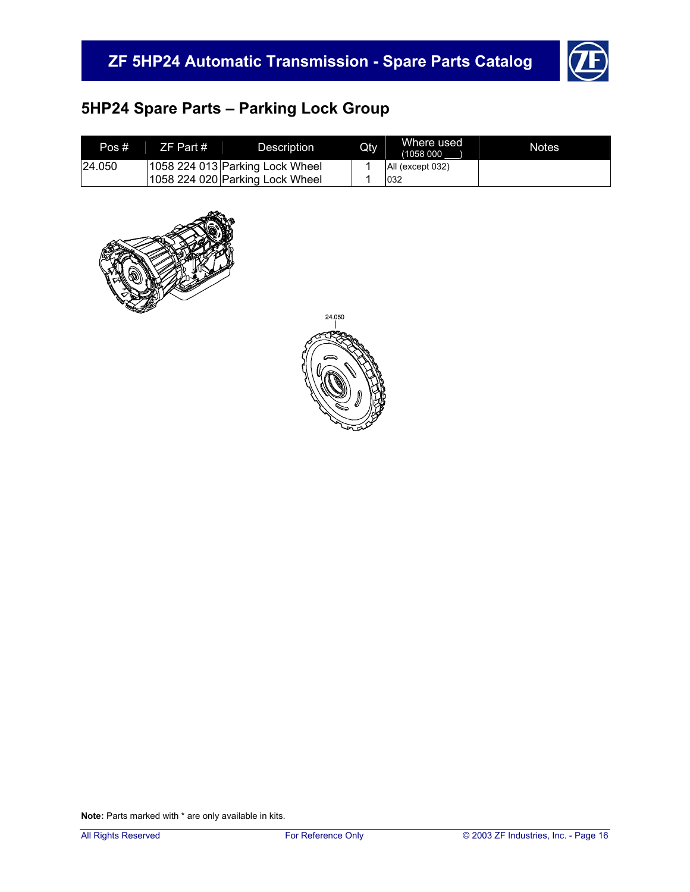## 5HP24 Spare Parts – Parking Lock Group

| Pos # | ZF Part # | Description | Qty | Where used (1058 000 ___) | Notes |
|---|---|---|---|---|---|
| 24.050 | 1058 224 013 | Parking Lock Wheel | 1 | All (except 032) | |
| | 1058 224 020 | Parking Lock Wheel | 1 | 032 | |

24.050

**Note:** Parts marked with * are only available in kits.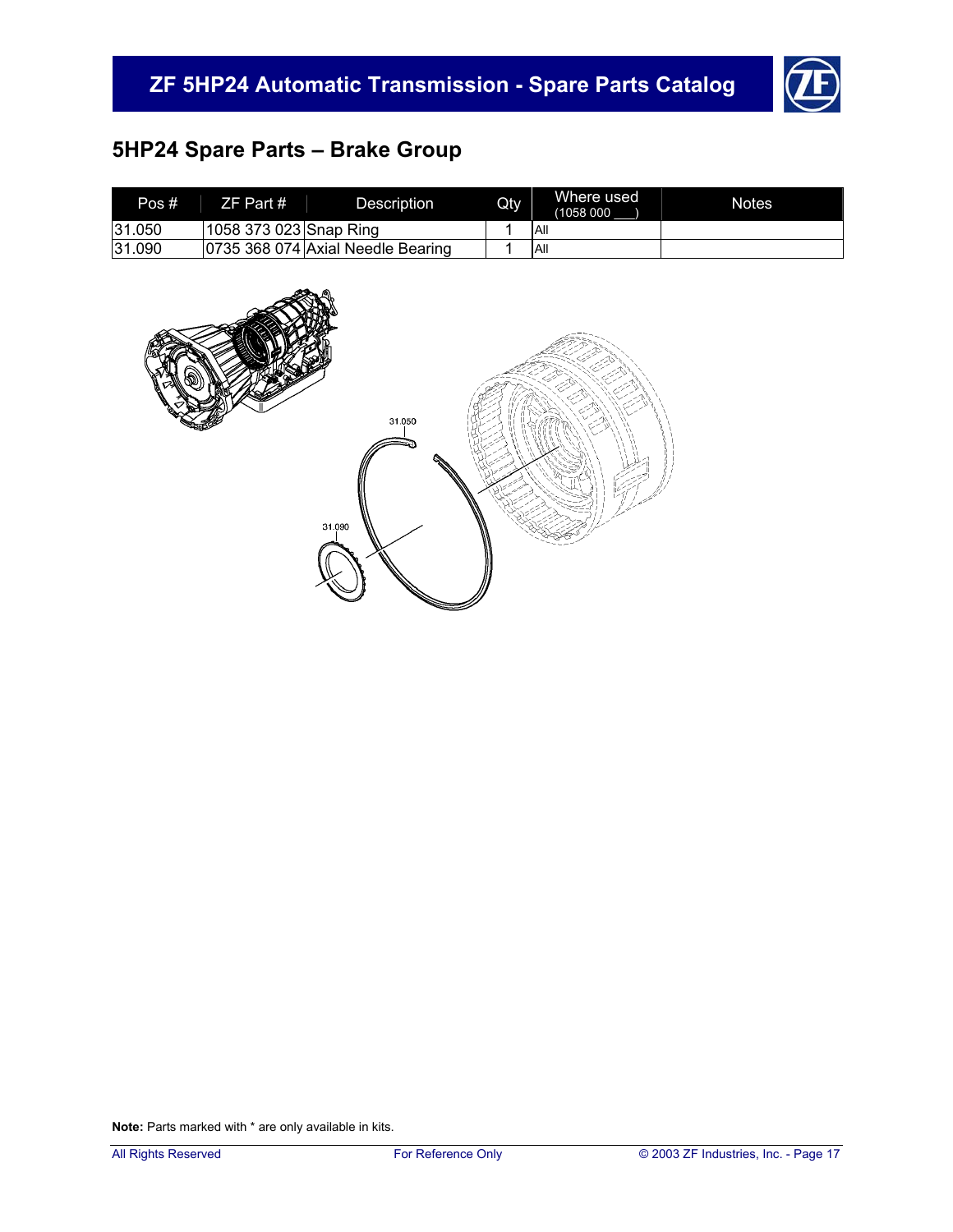## 5HP24 Spare Parts – Brake Group

| Pos # | ZF Part # | Description | Qty | Where used (1058 000 ___) | Notes |
|---|---|---|---|---|---|
| 31.050 | 1058 373 023 | Snap Ring | 1 | All | |
| 31.090 | 0735 368 074 | Axial Needle Bearing | 1 | All | |

**Note:** Parts marked with * are only available in kits.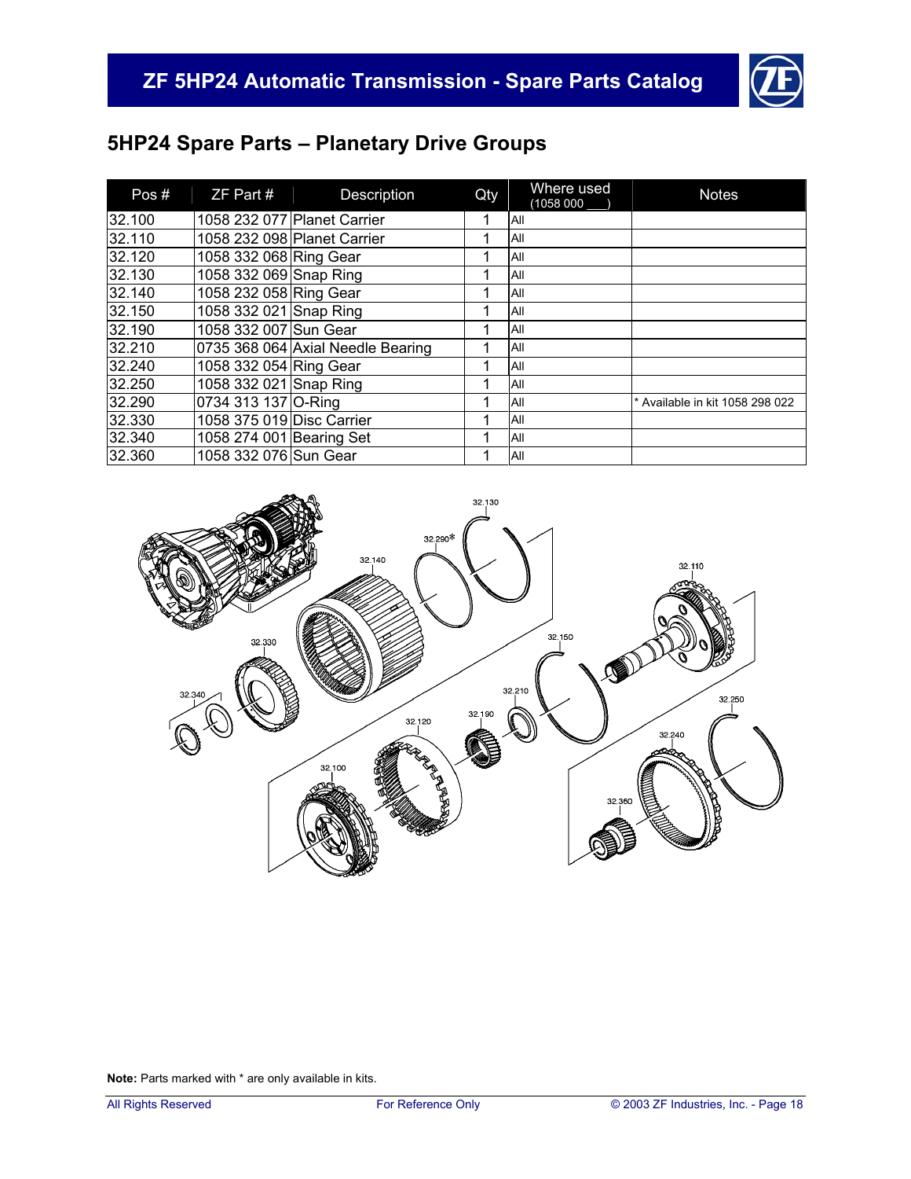## 5HP24 Spare Parts – Planetary Drive Groups

| Pos # | ZF Part # | Description | Qty | Where used (1058 000 ___) | Notes |
|---|---|---|---|---|---|
| 32.100 | 1058 232 077 | Planet Carrier | 1 | All | |
| 32.110 | 1058 232 098 | Planet Carrier | 1 | All | |
| 32.120 | 1058 332 068 | Ring Gear | 1 | All | |
| 32.130 | 1058 332 069 | Snap Ring | 1 | All | |
| 32.140 | 1058 232 058 | Ring Gear | 1 | All | |
| 32.150 | 1058 332 021 | Snap Ring | 1 | All | |
| 32.190 | 1058 332 007 | Sun Gear | 1 | All | |
| 32.210 | 0735 368 064 | Axial Needle Bearing | 1 | All | |
| 32.240 | 1058 332 054 | Ring Gear | 1 | All | |
| 32.250 | 1058 332 021 | Snap Ring | 1 | All | |
| 32.290 | 0734 313 137 | O-Ring | 1 | All | * Available in kit 1058 298 022 |
| 32.330 | 1058 375 019 | Disc Carrier | 1 | All | |
| 32.340 | 1058 274 001 | Bearing Set | 1 | All | |
| 32.360 | 1058 332 076 | Sun Gear | 1 | All | |

**Note:** Parts marked with * are only available in kits.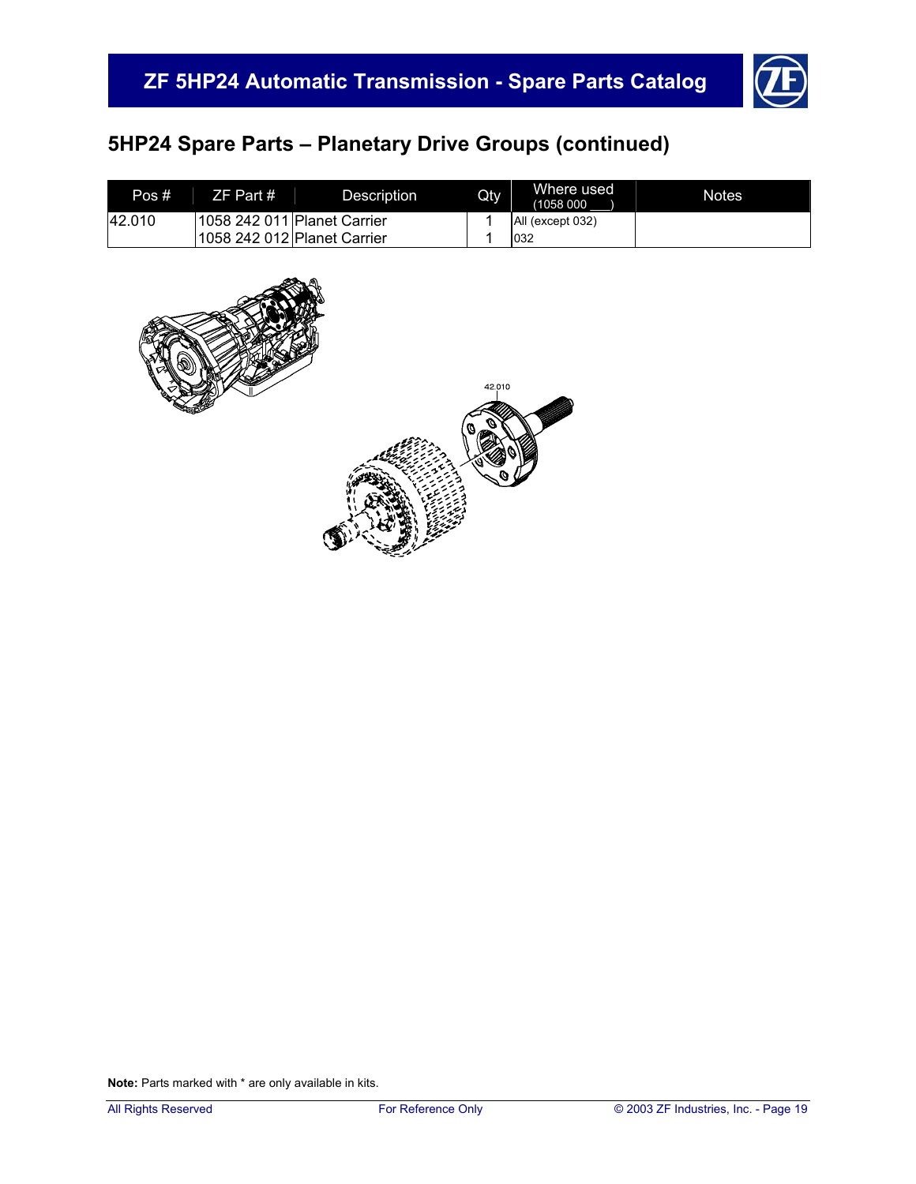## 5HP24 Spare Parts – Planetary Drive Groups (continued)

| Pos # | ZF Part # | Description | Qty | Where used (1058 000 ___) | Notes |
|---|---|---|---|---|---|
| 42.010 | 1058 242 011 | Planet Carrier | 1 | All (except 032) | |
| | 1058 242 012 | Planet Carrier | 1 | 032 | |

**Note:** Parts marked with * are only available in kits.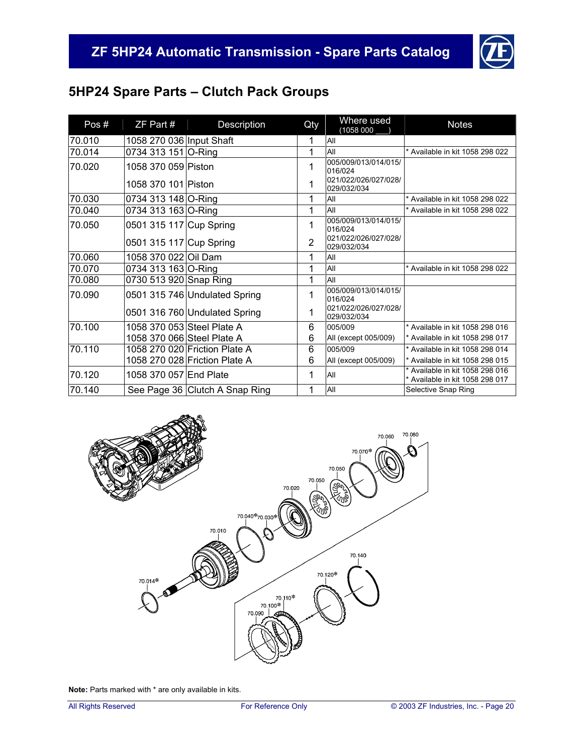## 5HP24 Spare Parts – Clutch Pack Groups

| Pos # | ZF Part # | Description | Qty | Where used (1058 000 ___) | Notes |
|---|---|---|---|---|---|
| 70.010 | 1058 270 036 | Input Shaft | 1 | All | |
| 70.014 | 0734 313 151 | O-Ring | 1 | All | * Available in kit 1058 298 022 |
| 70.020 | 1058 370 059 | Piston | 1 | 005/009/013/014/015/016/024 | |
| | 1058 370 101 | Piston | 1 | 021/022/026/027/028/029/032/034 | |
| 70.030 | 0734 313 148 | O-Ring | 1 | All | * Available in kit 1058 298 022 |
| 70.040 | 0734 313 163 | O-Ring | 1 | All | * Available in kit 1058 298 022 |
| 70.050 | 0501 315 117 | Cup Spring | 1 | 005/009/013/014/015/016/024 | |
| | 0501 315 117 | Cup Spring | 2 | 021/022/026/027/028/029/032/034 | |
| 70.060 | 1058 370 022 | Oil Dam | 1 | All | |
| 70.070 | 0734 313 163 | O-Ring | 1 | All | * Available in kit 1058 298 022 |
| 70.080 | 0730 513 920 | Snap Ring | 1 | All | |
| 70.090 | 0501 315 746 | Undulated Spring | 1 | 005/009/013/014/015/016/024 | |
| | 0501 316 760 | Undulated Spring | 1 | 021/022/026/027/028/029/032/034 | |
| 70.100 | 1058 370 053 | Steel Plate A | 6 | 005/009 | * Available in kit 1058 298 016 |
| | 1058 370 066 | Steel Plate A | 6 | All (except 005/009) | * Available in kit 1058 298 017 |
| 70.110 | 1058 270 020 | Friction Plate A | 6 | 005/009 | * Available in kit 1058 298 014 |
| | 1058 270 028 | Friction Plate A | 6 | All (except 005/009) | * Available in kit 1058 298 015 |
| 70.120 | 1058 370 057 | End Plate | 1 | All | * Available in kit 1058 298 016<br>* Available in kit 1058 298 017 |
| 70.140 | See Page 36 | Clutch A Snap Ring | 1 | All | Selective Snap Ring |

**Note:** Parts marked with * are only available in kits.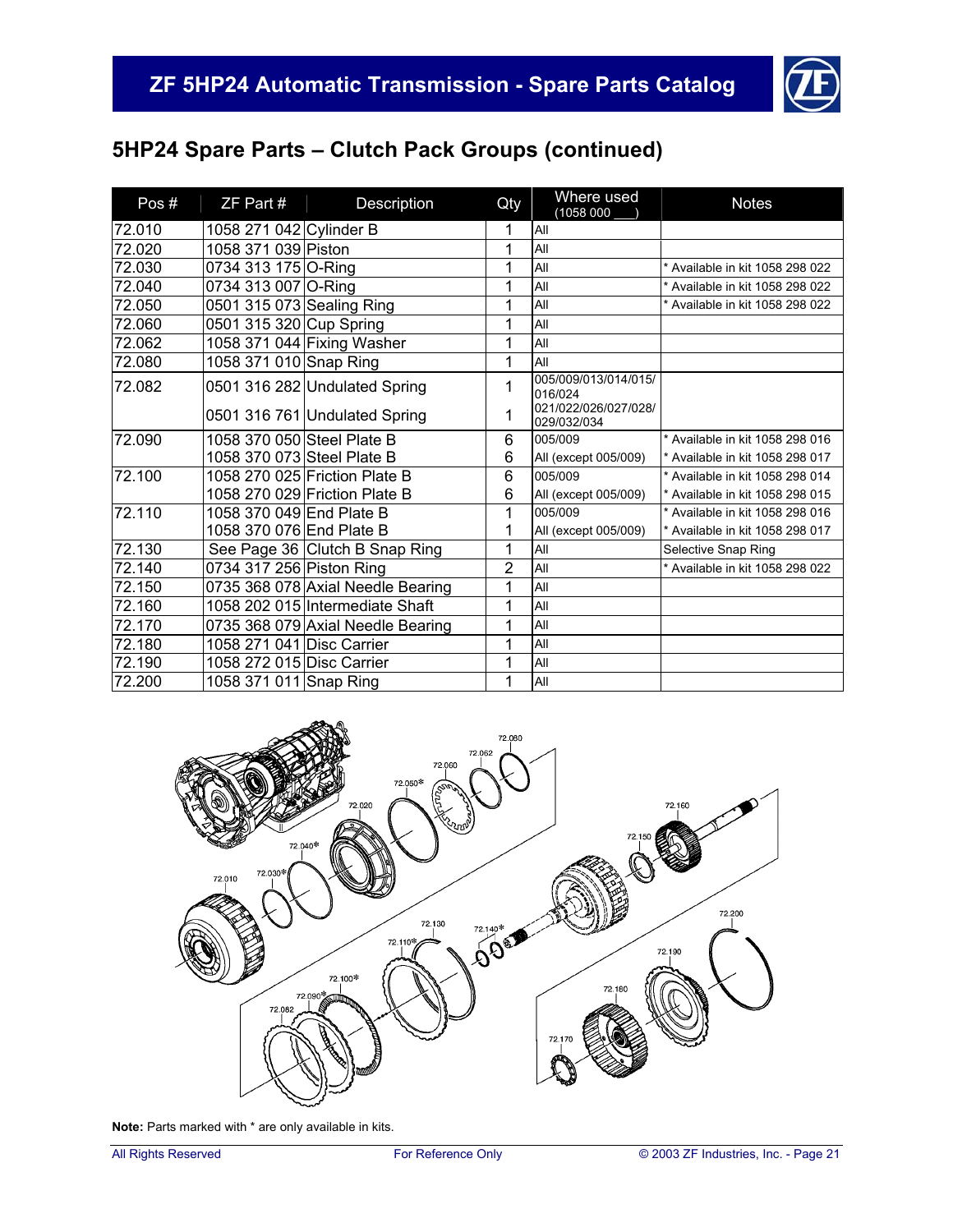## 5HP24 Spare Parts – Clutch Pack Groups (continued)

| Pos # | ZF Part # | Description | Qty | Where used (1058 000 ___) | Notes |
|---|---|---|---|---|---|
| 72.010 | 1058 271 042 | Cylinder B | 1 | All | |
| 72.020 | 1058 371 039 | Piston | 1 | All | |
| 72.030 | 0734 313 175 | O-Ring | 1 | All | * Available in kit 1058 298 022 |
| 72.040 | 0734 313 007 | O-Ring | 1 | All | * Available in kit 1058 298 022 |
| 72.050 | 0501 315 073 | Sealing Ring | 1 | All | * Available in kit 1058 298 022 |
| 72.060 | 0501 315 320 | Cup Spring | 1 | All | |
| 72.062 | 1058 371 044 | Fixing Washer | 1 | All | |
| 72.080 | 1058 371 010 | Snap Ring | 1 | All | |
| 72.082 | 0501 316 282 | Undulated Spring | 1 | 005/009/013/014/015/016/024 | |
| | 0501 316 761 | Undulated Spring | 1 | 021/022/026/027/028/029/032/034 | |
| 72.090 | 1058 370 050 | Steel Plate B | 6 | 005/009 | * Available in kit 1058 298 016 |
| | 1058 370 073 | Steel Plate B | 6 | All (except 005/009) | * Available in kit 1058 298 017 |
| 72.100 | 1058 270 025 | Friction Plate B | 6 | 005/009 | * Available in kit 1058 298 014 |
| | 1058 270 029 | Friction Plate B | 6 | All (except 005/009) | * Available in kit 1058 298 015 |
| 72.110 | 1058 370 049 | End Plate B | 1 | 005/009 | * Available in kit 1058 298 016 |
| | 1058 370 076 | End Plate B | 1 | All (except 005/009) | * Available in kit 1058 298 017 |
| 72.130 | See Page 36 | Clutch B Snap Ring | 1 | All | Selective Snap Ring |
| 72.140 | 0734 317 256 | Piston Ring | 2 | All | * Available in kit 1058 298 022 |
| 72.150 | 0735 368 078 | Axial Needle Bearing | 1 | All | |
| 72.160 | 1058 202 015 | Intermediate Shaft | 1 | All | |
| 72.170 | 0735 368 079 | Axial Needle Bearing | 1 | All | |
| 72.180 | 1058 271 041 | Disc Carrier | 1 | All | |
| 72.190 | 1058 272 015 | Disc Carrier | 1 | All | |
| 72.200 | 1058 371 011 | Snap Ring | 1 | All | |

**Note:** Parts marked with * are only available in kits.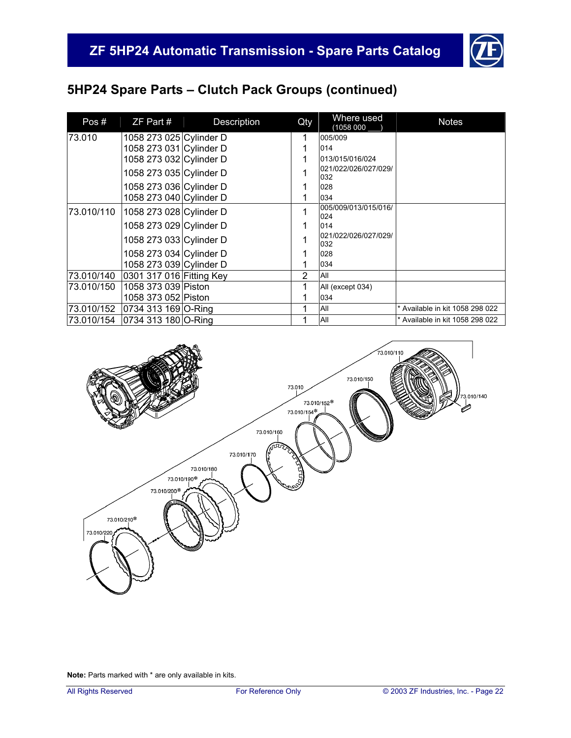## 5HP24 Spare Parts – Clutch Pack Groups (continued)

| Pos # | ZF Part # | Description | Qty | Where used (1058 000 ___) | Notes |
|---|---|---|---|---|---|
| 73.010 | 1058 273 025 | Cylinder D | 1 | 005/009 | |
| | 1058 273 031 | Cylinder D | 1 | 014 | |
| | 1058 273 032 | Cylinder D | 1 | 013/015/016/024 | |
| | 1058 273 035 | Cylinder D | 1 | 021/022/026/027/029/032 | |
| | 1058 273 036 | Cylinder D | 1 | 028 | |
| | 1058 273 040 | Cylinder D | 1 | 034 | |
| 73.010/110 | 1058 273 028 | Cylinder D | 1 | 005/009/013/015/016/024 | |
| | 1058 273 029 | Cylinder D | 1 | 014 | |
| | 1058 273 033 | Cylinder D | 1 | 021/022/026/027/029/032 | |
| | 1058 273 034 | Cylinder D | 1 | 028 | |
| | 1058 273 039 | Cylinder D | 1 | 034 | |
| 73.010/140 | 0301 317 016 | Fitting Key | 2 | All | |
| 73.010/150 | 1058 373 039 | Piston | 1 | All (except 034) | |
| | 1058 373 052 | Piston | 1 | 034 | |
| 73.010/152 | 0734 313 169 | O-Ring | 1 | All | * Available in kit 1058 298 022 |
| 73.010/154 | 0734 313 180 | O-Ring | 1 | All | * Available in kit 1058 298 022 |

**Note:** Parts marked with * are only available in kits.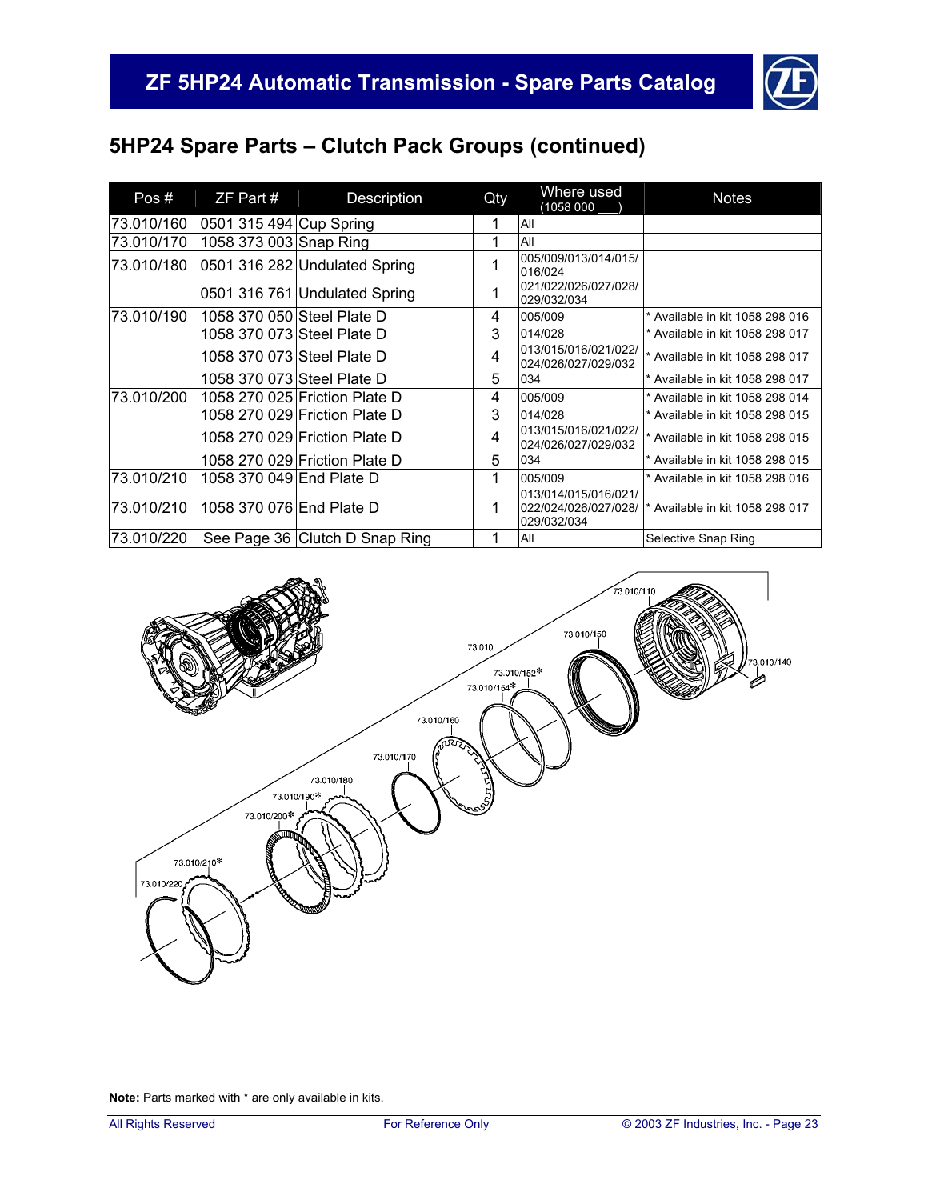## 5HP24 Spare Parts – Clutch Pack Groups (continued)

| Pos # | ZF Part # | Description | Qty | Where used (1058 000 ___) | Notes |
|---|---|---|---|---|---|
| 73.010/160 | 0501 315 494 | Cup Spring | 1 | All | |
| 73.010/170 | 1058 373 003 | Snap Ring | 1 | All | |
| 73.010/180 | 0501 316 282 | Undulated Spring | 1 | 005/009/013/014/015/016/024 | |
| | 0501 316 761 | Undulated Spring | 1 | 021/022/026/027/028/029/032/034 | |
| 73.010/190 | 1058 370 050 | Steel Plate D | 4 | 005/009 | * Available in kit 1058 298 016 |
| | 1058 370 073 | Steel Plate D | 3 | 014/028 | * Available in kit 1058 298 017 |
| | 1058 370 073 | Steel Plate D | 4 | 013/015/016/021/022/024/026/027/029/032 | * Available in kit 1058 298 017 |
| | 1058 370 073 | Steel Plate D | 5 | 034 | * Available in kit 1058 298 017 |
| 73.010/200 | 1058 270 025 | Friction Plate D | 4 | 005/009 | * Available in kit 1058 298 014 |
| | 1058 270 029 | Friction Plate D | 3 | 014/028 | * Available in kit 1058 298 015 |
| | 1058 270 029 | Friction Plate D | 4 | 013/015/016/021/022/024/026/027/029/032 | * Available in kit 1058 298 015 |
| | 1058 270 029 | Friction Plate D | 5 | 034 | * Available in kit 1058 298 015 |
| 73.010/210 | 1058 370 049 | End Plate D | 1 | 005/009 | * Available in kit 1058 298 016 |
| 73.010/210 | 1058 370 076 | End Plate D | 1 | 013/014/015/016/021/022/024/026/027/028/029/032/034 | * Available in kit 1058 298 017 |
| 73.010/220 | See Page 36 | Clutch D Snap Ring | 1 | All | Selective Snap Ring |

**Note:** Parts marked with * are only available in kits.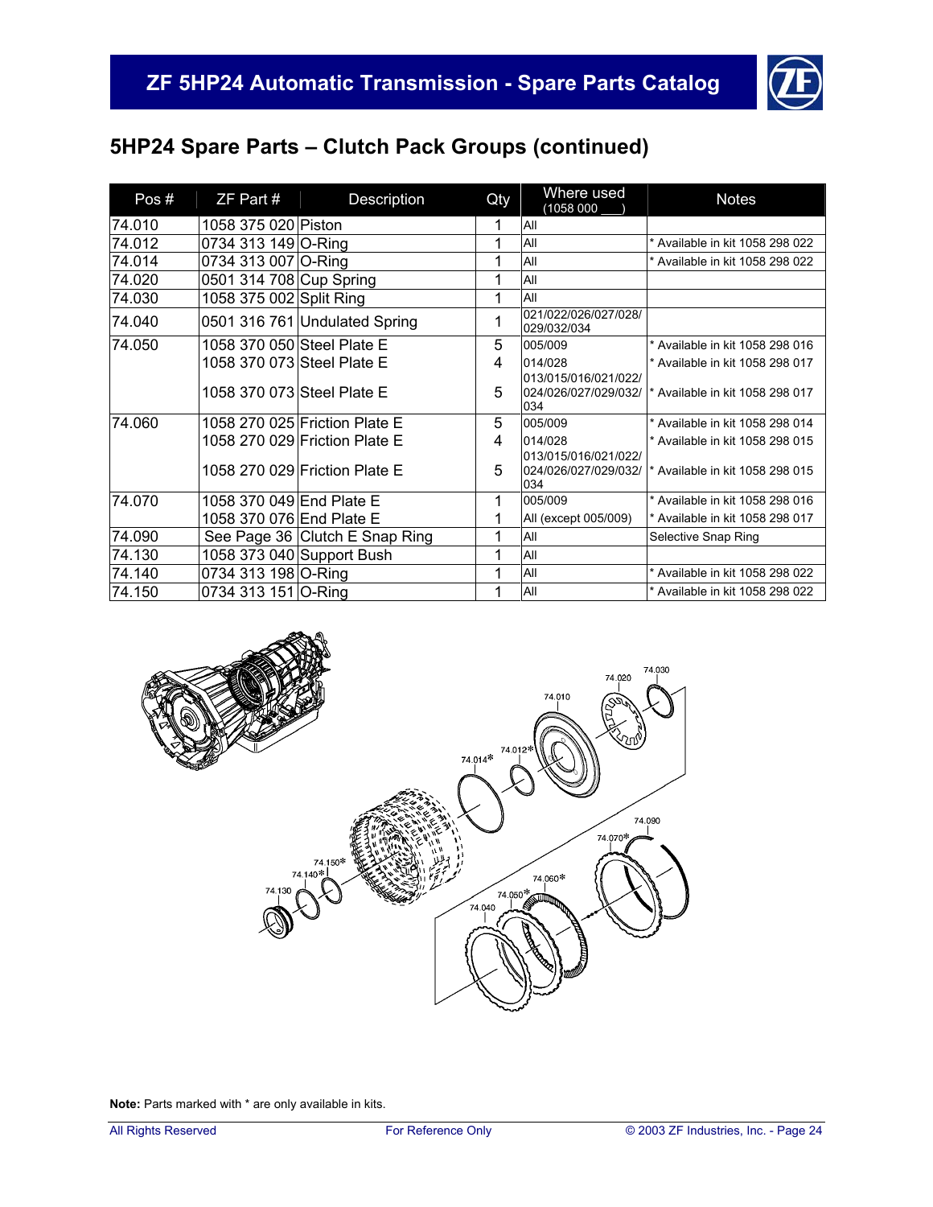## 5HP24 Spare Parts – Clutch Pack Groups (continued)

| Pos # | ZF Part # | Description | Qty | Where used (1058 000 ___) | Notes |
|---|---|---|---|---|---|
| 74.010 | 1058 375 020 | Piston | 1 | All | |
| 74.012 | 0734 313 149 | O-Ring | 1 | All | * Available in kit 1058 298 022 |
| 74.014 | 0734 313 007 | O-Ring | 1 | All | * Available in kit 1058 298 022 |
| 74.020 | 0501 314 708 | Cup Spring | 1 | All | |
| 74.030 | 1058 375 002 | Split Ring | 1 | All | |
| 74.040 | 0501 316 761 | Undulated Spring | 1 | 021/022/026/027/028/029/032/034 | |
| 74.050 | 1058 370 050 | Steel Plate E | 5 | 005/009 | * Available in kit 1058 298 016 |
| | 1058 370 073 | Steel Plate E | 4 | 014/028 | * Available in kit 1058 298 017 |
| | 1058 370 073 | Steel Plate E | 5 | 013/015/016/021/022/024/026/027/029/032/034 | * Available in kit 1058 298 017 |
| 74.060 | 1058 270 025 | Friction Plate E | 5 | 005/009 | * Available in kit 1058 298 014 |
| | 1058 270 029 | Friction Plate E | 4 | 014/028 | * Available in kit 1058 298 015 |
| | 1058 270 029 | Friction Plate E | 5 | 013/015/016/021/022/024/026/027/029/032/034 | * Available in kit 1058 298 015 |
| 74.070 | 1058 370 049 | End Plate E | 1 | 005/009 | * Available in kit 1058 298 016 |
| | 1058 370 076 | End Plate E | 1 | All (except 005/009) | * Available in kit 1058 298 017 |
| 74.090 | See Page 36 | Clutch E Snap Ring | 1 | All | Selective Snap Ring |
| 74.130 | 1058 373 040 | Support Bush | 1 | All | |
| 74.140 | 0734 313 198 | O-Ring | 1 | All | * Available in kit 1058 298 022 |
| 74.150 | 0734 313 151 | O-Ring | 1 | All | * Available in kit 1058 298 022 |

**Note:** Parts marked with * are only available in kits.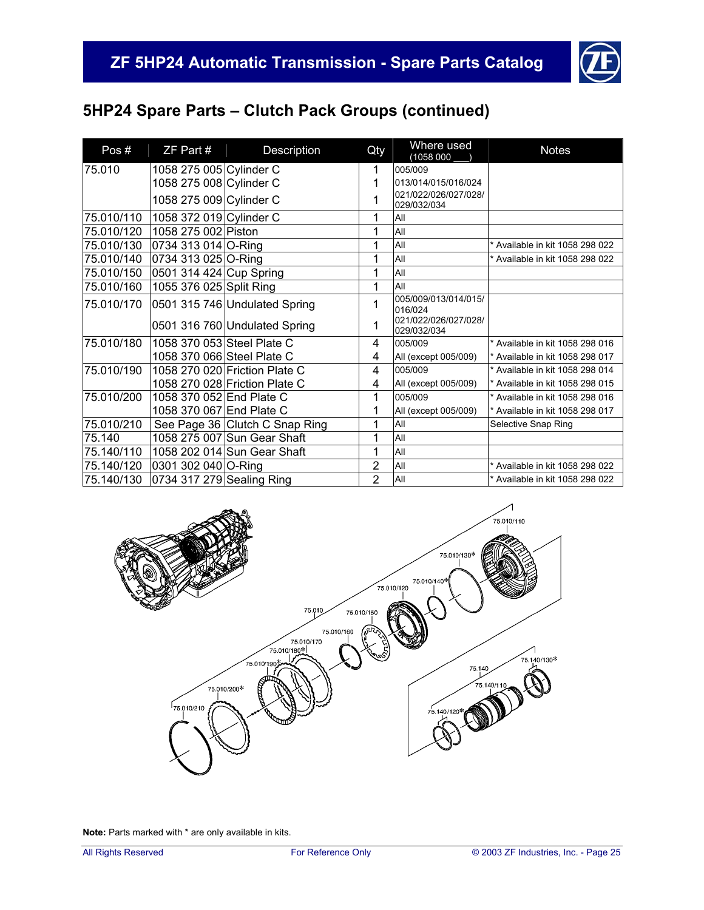## 5HP24 Spare Parts – Clutch Pack Groups (continued)

| Pos # | ZF Part # | Description | Qty | Where used (1058 000 ___) | Notes |
|---|---|---|---|---|---|
| 75.010 | 1058 275 005 | Cylinder C | 1 | 005/009 | |
| | 1058 275 008 | Cylinder C | 1 | 013/014/015/016/024 | |
| | 1058 275 009 | Cylinder C | 1 | 021/022/026/027/028/ 029/032/034 | |
| 75.010/110 | 1058 372 019 | Cylinder C | 1 | All | |
| 75.010/120 | 1058 275 002 | Piston | 1 | All | |
| 75.010/130 | 0734 313 014 | O-Ring | 1 | All | * Available in kit 1058 298 022 |
| 75.010/140 | 0734 313 025 | O-Ring | 1 | All | * Available in kit 1058 298 022 |
| 75.010/150 | 0501 314 424 | Cup Spring | 1 | All | |
| 75.010/160 | 1055 376 025 | Split Ring | 1 | All | |
| 75.010/170 | 0501 315 746 | Undulated Spring | 1 | 005/009/013/014/015/ 016/024 | |
| | 0501 316 760 | Undulated Spring | 1 | 021/022/026/027/028/ 029/032/034 | |
| 75.010/180 | 1058 370 053 | Steel Plate C | 4 | 005/009 | * Available in kit 1058 298 016 |
| | 1058 370 066 | Steel Plate C | 4 | All (except 005/009) | * Available in kit 1058 298 017 |
| 75.010/190 | 1058 270 020 | Friction Plate C | 4 | 005/009 | * Available in kit 1058 298 014 |
| | 1058 270 028 | Friction Plate C | 4 | All (except 005/009) | * Available in kit 1058 298 015 |
| 75.010/200 | 1058 370 052 | End Plate C | 1 | 005/009 | * Available in kit 1058 298 016 |
| | 1058 370 067 | End Plate C | 1 | All (except 005/009) | * Available in kit 1058 298 017 |
| 75.010/210 | See Page 36 | Clutch C Snap Ring | 1 | All | Selective Snap Ring |
| 75.140 | 1058 275 007 | Sun Gear Shaft | 1 | All | |
| 75.140/110 | 1058 202 014 | Sun Gear Shaft | 1 | All | |
| 75.140/120 | 0301 302 040 | O-Ring | 2 | All | * Available in kit 1058 298 022 |
| 75.140/130 | 0734 317 279 | Sealing Ring | 2 | All | * Available in kit 1058 298 022 |

**Note:** Parts marked with * are only available in kits.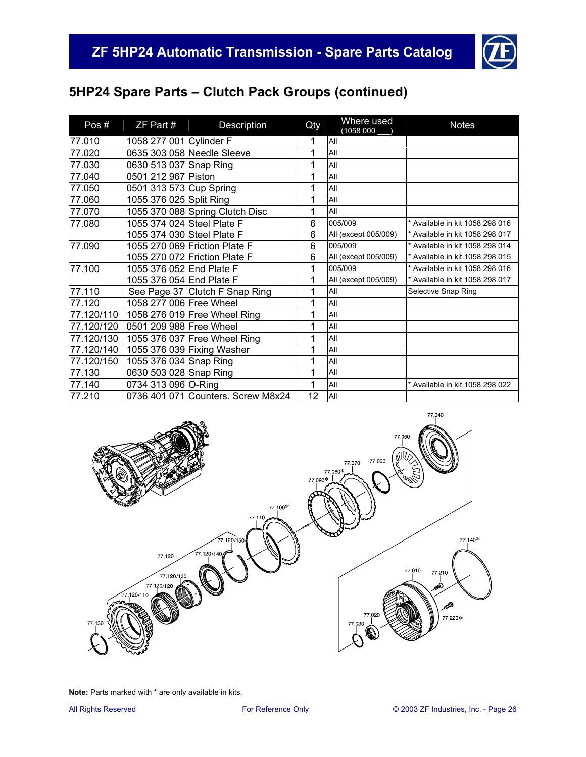## 5HP24 Spare Parts – Clutch Pack Groups (continued)

| Pos # | ZF Part # | Description | Qty | Where used (1058 000 ___) | Notes |
|---|---|---|---|---|---|
| 77.010 | 1058 277 001 | Cylinder F | 1 | All | |
| 77.020 | 0635 303 058 | Needle Sleeve | 1 | All | |
| 77.030 | 0630 513 037 | Snap Ring | 1 | All | |
| 77.040 | 0501 212 967 | Piston | 1 | All | |
| 77.050 | 0501 313 573 | Cup Spring | 1 | All | |
| 77.060 | 1055 376 025 | Split Ring | 1 | All | |
| 77.070 | 1055 370 088 | Spring Clutch Disc | 1 | All | |
| 77.080 | 1055 374 024 | Steel Plate F | 6 | 005/009 | * Available in kit 1058 298 016 |
| | 1055 374 030 | Steel Plate F | 6 | All (except 005/009) | * Available in kit 1058 298 017 |
| 77.090 | 1055 270 069 | Friction Plate F | 6 | 005/009 | * Available in kit 1058 298 014 |
| | 1055 270 072 | Friction Plate F | 6 | All (except 005/009) | * Available in kit 1058 298 015 |
| 77.100 | 1055 376 052 | End Plate F | 1 | 005/009 | * Available in kit 1058 298 016 |
| | 1055 376 054 | End Plate F | 1 | All (except 005/009) | * Available in kit 1058 298 017 |
| 77.110 | See Page 37 | Clutch F Snap Ring | 1 | All | Selective Snap Ring |
| 77.120 | 1058 277 006 | Free Wheel | 1 | All | |
| 77.120/110 | 1058 276 019 | Free Wheel Ring | 1 | All | |
| 77.120/120 | 0501 209 988 | Free Wheel | 1 | All | |
| 77.120/130 | 1055 376 037 | Free Wheel Ring | 1 | All | |
| 77.120/140 | 1055 376 039 | Fixing Washer | 1 | All | |
| 77.120/150 | 1055 376 034 | Snap Ring | 1 | All | |
| 77.130 | 0630 503 028 | Snap Ring | 1 | All | |
| 77.140 | 0734 313 096 | O-Ring | 1 | All | * Available in kit 1058 298 022 |
| 77.210 | 0736 401 071 | Counters. Screw M8x24 | 12 | All | |

**Note:** Parts marked with * are only available in kits.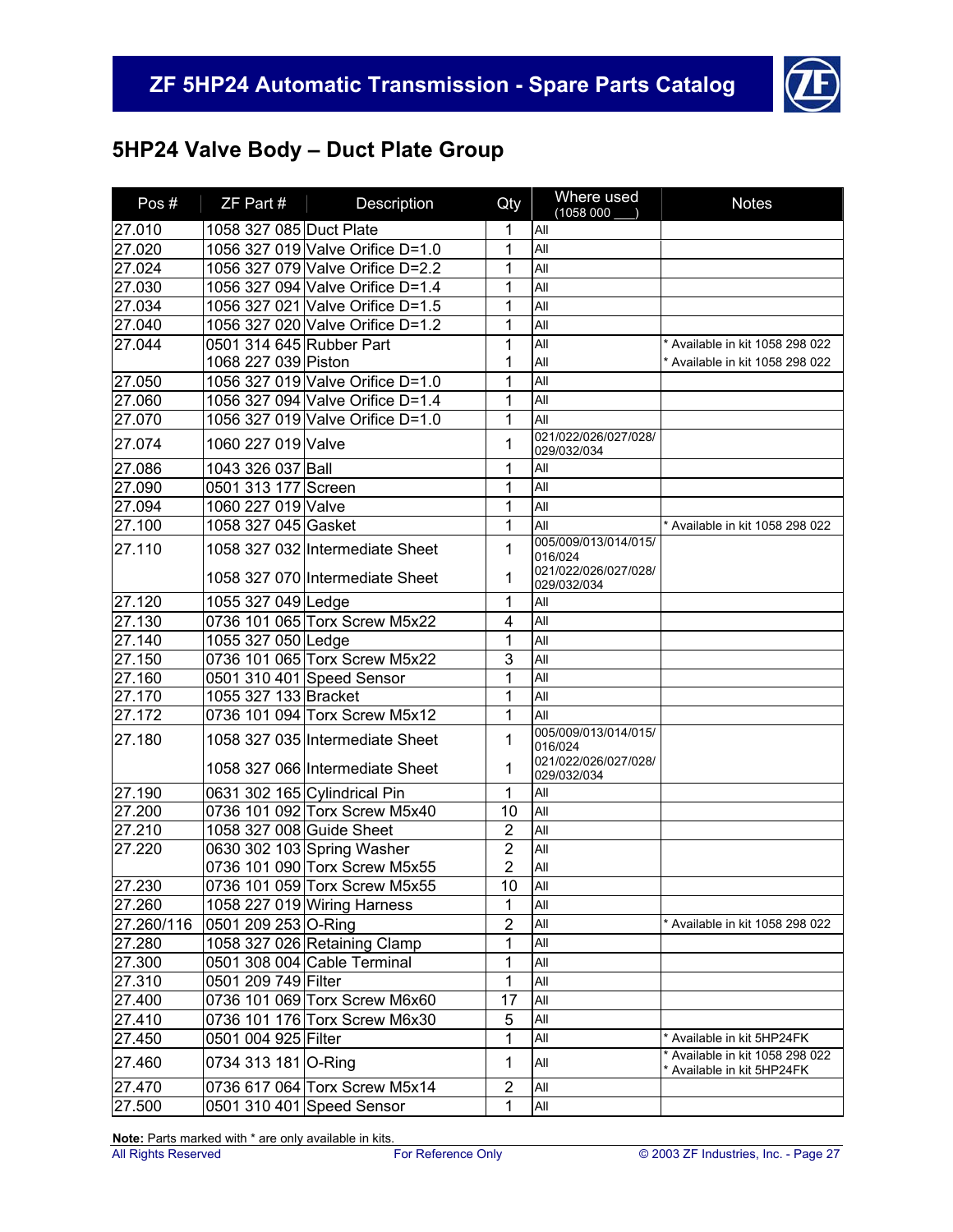## 5HP24 Valve Body – Duct Plate Group

| Pos # | ZF Part # | Description | Qty | Where used (1058 000 ___) | Notes |
|---|---|---|---|---|---|
| 27.010 | 1058 327 085 | Duct Plate | 1 | All | |
| 27.020 | 1056 327 019 | Valve Orifice D=1.0 | 1 | All | |
| 27.024 | 1056 327 079 | Valve Orifice D=2.2 | 1 | All | |
| 27.030 | 1056 327 094 | Valve Orifice D=1.4 | 1 | All | |
| 27.034 | 1056 327 021 | Valve Orifice D=1.5 | 1 | All | |
| 27.040 | 1056 327 020 | Valve Orifice D=1.2 | 1 | All | |
| 27.044 | 0501 314 645 | Rubber Part | 1 | All | * Available in kit 1058 298 022 |
| | 1068 227 039 | Piston | 1 | All | * Available in kit 1058 298 022 |
| 27.050 | 1056 327 019 | Valve Orifice D=1.0 | 1 | All | |
| 27.060 | 1056 327 094 | Valve Orifice D=1.4 | 1 | All | |
| 27.070 | 1056 327 019 | Valve Orifice D=1.0 | 1 | All | |
| 27.074 | 1060 227 019 | Valve | 1 | 021/022/026/027/028/029/032/034 | |
| 27.086 | 1043 326 037 | Ball | 1 | All | |
| 27.090 | 0501 313 177 | Screen | 1 | All | |
| 27.094 | 1060 227 019 | Valve | 1 | All | |
| 27.100 | 1058 327 045 | Gasket | 1 | All | * Available in kit 1058 298 022 |
| 27.110 | 1058 327 032 | Intermediate Sheet | 1 | 005/009/013/014/015/016/024 | |
| | 1058 327 070 | Intermediate Sheet | 1 | 021/022/026/027/028/029/032/034 | |
| 27.120 | 1055 327 049 | Ledge | 1 | All | |
| 27.130 | 0736 101 065 | Torx Screw M5x22 | 4 | All | |
| 27.140 | 1055 327 050 | Ledge | 1 | All | |
| 27.150 | 0736 101 065 | Torx Screw M5x22 | 3 | All | |
| 27.160 | 0501 310 401 | Speed Sensor | 1 | All | |
| 27.170 | 1055 327 133 | Bracket | 1 | All | |
| 27.172 | 0736 101 094 | Torx Screw M5x12 | 1 | All | |
| 27.180 | 1058 327 035 | Intermediate Sheet | 1 | 005/009/013/014/015/016/024 | |
| | 1058 327 066 | Intermediate Sheet | 1 | 021/022/026/027/028/029/032/034 | |
| 27.190 | 0631 302 165 | Cylindrical Pin | 1 | All | |
| 27.200 | 0736 101 092 | Torx Screw M5x40 | 10 | All | |
| 27.210 | 1058 327 008 | Guide Sheet | 2 | All | |
| 27.220 | 0630 302 103 | Spring Washer | 2 | All | |
| | 0736 101 090 | Torx Screw M5x55 | 2 | All | |
| 27.230 | 0736 101 059 | Torx Screw M5x55 | 10 | All | |
| 27.260 | 1058 227 019 | Wiring Harness | 1 | All | |
| 27.260/116 | 0501 209 253 | O-Ring | 2 | All | * Available in kit 1058 298 022 |
| 27.280 | 1058 327 026 | Retaining Clamp | 1 | All | |
| 27.300 | 0501 308 004 | Cable Terminal | 1 | All | |
| 27.310 | 0501 209 749 | Filter | 1 | All | |
| 27.400 | 0736 101 069 | Torx Screw M6x60 | 17 | All | |
| 27.410 | 0736 101 176 | Torx Screw M6x30 | 5 | All | |
| 27.450 | 0501 004 925 | Filter | 1 | All | * Available in kit 5HP24FK |
| 27.460 | 0734 313 181 | O-Ring | 1 | All | * Available in kit 1058 298 022<br>* Available in kit 5HP24FK |
| 27.470 | 0736 617 064 | Torx Screw M5x14 | 2 | All | |
| 27.500 | 0501 310 401 | Speed Sensor | 1 | All | |

**Note:** Parts marked with * are only available in kits.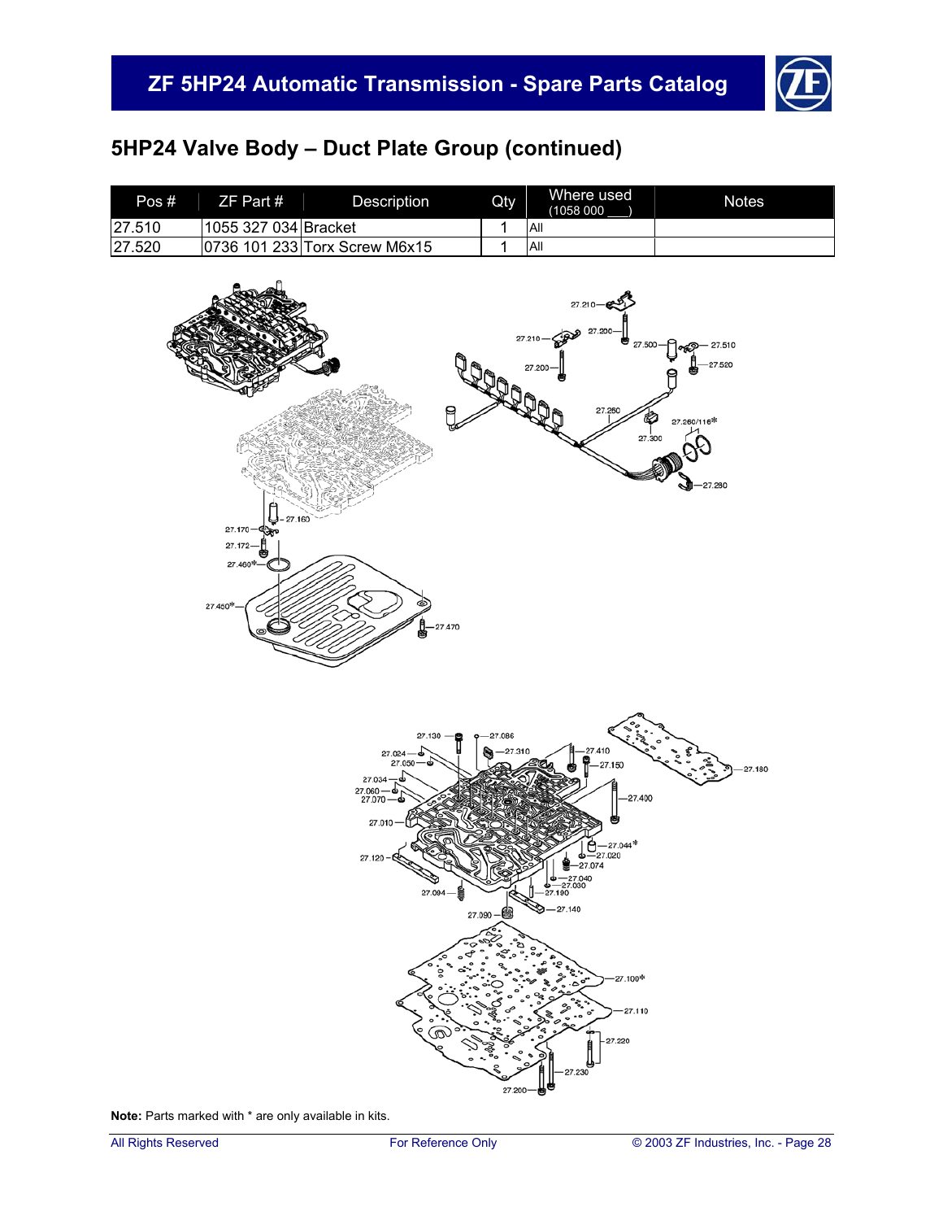## 5HP24 Valve Body – Duct Plate Group (continued)

| Pos # | ZF Part # | Description | Qty | Where used (1058 000 ___) | Notes |
|---|---|---|---|---|---|
| 27.510 | 1055 327 034 | Bracket | 1 | All | |
| 27.520 | 0736 101 233 | Torx Screw M6x15 | 1 | All | |

**Note:** Parts marked with * are only available in kits.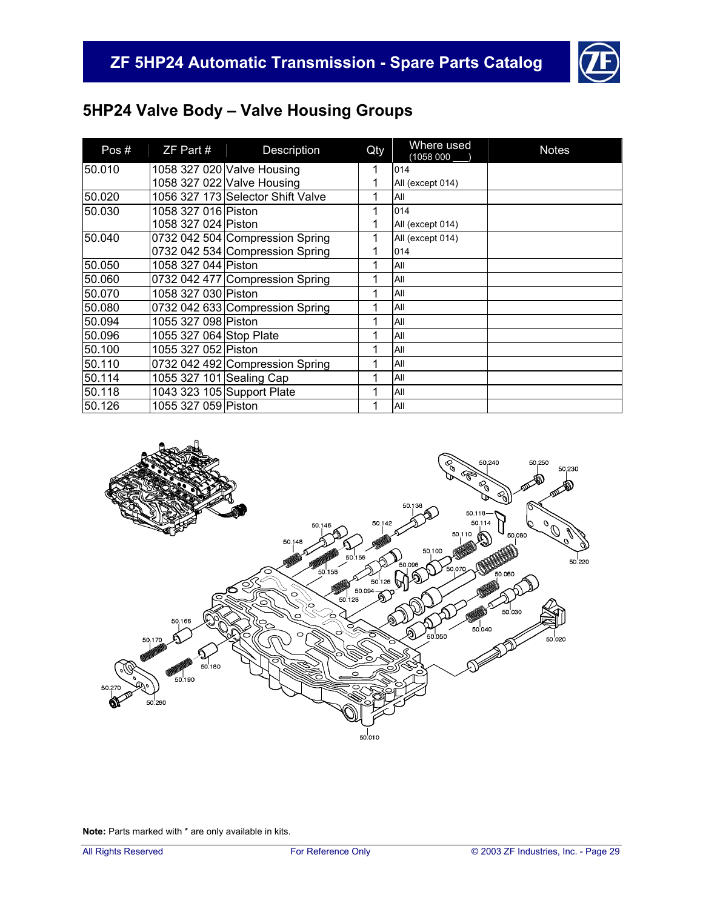## 5HP24 Valve Body – Valve Housing Groups

| Pos # | ZF Part # | Description | Qty | Where used (1058 000 ___) | Notes |
|---|---|---|---|---|---|
| 50.010 | 1058 327 020 | Valve Housing | 1 | 014 | |
| | 1058 327 022 | Valve Housing | 1 | All (except 014) | |
| 50.020 | 1056 327 173 | Selector Shift Valve | 1 | All | |
| 50.030 | 1058 327 016 | Piston | 1 | 014 | |
| | 1058 327 024 | Piston | 1 | All (except 014) | |
| 50.040 | 0732 042 504 | Compression Spring | 1 | All (except 014) | |
| | 0732 042 534 | Compression Spring | 1 | 014 | |
| 50.050 | 1058 327 044 | Piston | 1 | All | |
| 50.060 | 0732 042 477 | Compression Spring | 1 | All | |
| 50.070 | 1058 327 030 | Piston | 1 | All | |
| 50.080 | 0732 042 633 | Compression Spring | 1 | All | |
| 50.094 | 1055 327 098 | Piston | 1 | All | |
| 50.096 | 1055 327 064 | Stop Plate | 1 | All | |
| 50.100 | 1055 327 052 | Piston | 1 | All | |
| 50.110 | 0732 042 492 | Compression Spring | 1 | All | |
| 50.114 | 1055 327 101 | Sealing Cap | 1 | All | |
| 50.118 | 1043 323 105 | Support Plate | 1 | All | |
| 50.126 | 1055 327 059 | Piston | 1 | All | |

**Note:** Parts marked with * are only available in kits.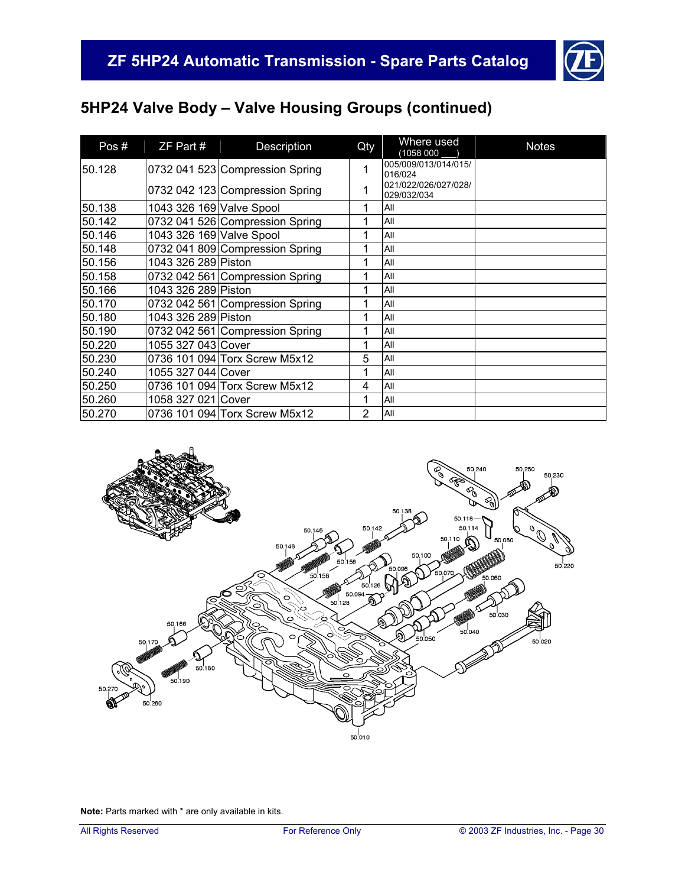## 5HP24 Valve Body – Valve Housing Groups (continued)

| Pos # | ZF Part # | Description | Qty | Where used (1058 000 ___) | Notes |
|---|---|---|---|---|---|
| 50.128 | 0732 041 523 | Compression Spring | 1 | 005/009/013/014/015/ 016/024 | |
| | 0732 042 123 | Compression Spring | 1 | 021/022/026/027/028/ 029/032/034 | |
| 50.138 | 1043 326 169 | Valve Spool | 1 | All | |
| 50.142 | 0732 041 526 | Compression Spring | 1 | All | |
| 50.146 | 1043 326 169 | Valve Spool | 1 | All | |
| 50.148 | 0732 041 809 | Compression Spring | 1 | All | |
| 50.156 | 1043 326 289 | Piston | 1 | All | |
| 50.158 | 0732 042 561 | Compression Spring | 1 | All | |
| 50.166 | 1043 326 289 | Piston | 1 | All | |
| 50.170 | 0732 042 561 | Compression Spring | 1 | All | |
| 50.180 | 1043 326 289 | Piston | 1 | All | |
| 50.190 | 0732 042 561 | Compression Spring | 1 | All | |
| 50.220 | 1055 327 043 | Cover | 1 | All | |
| 50.230 | 0736 101 094 | Torx Screw M5x12 | 5 | All | |
| 50.240 | 1055 327 044 | Cover | 1 | All | |
| 50.250 | 0736 101 094 | Torx Screw M5x12 | 4 | All | |
| 50.260 | 1058 327 021 | Cover | 1 | All | |
| 50.270 | 0736 101 094 | Torx Screw M5x12 | 2 | All | |

**Note:** Parts marked with * are only available in kits.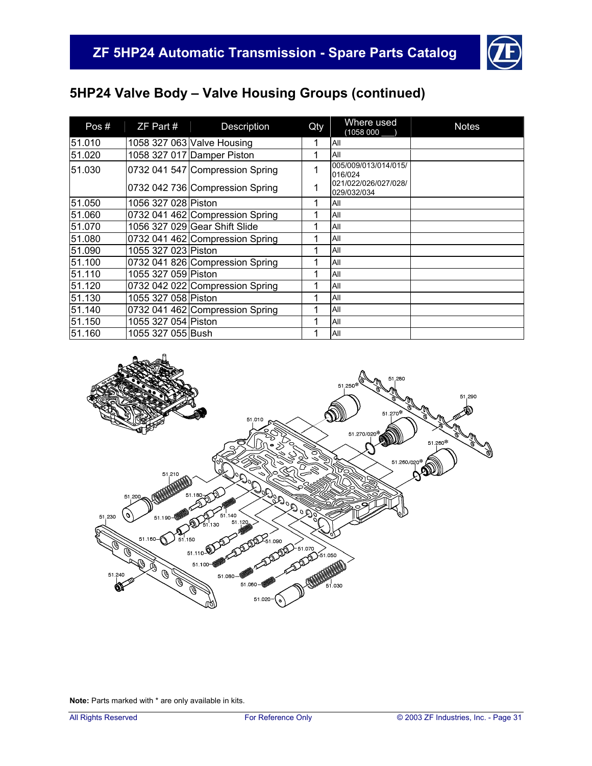## 5HP24 Valve Body – Valve Housing Groups (continued)

| Pos # | ZF Part # | Description | Qty | Where used (1058 000 ___) | Notes |
|---|---|---|---|---|---|
| 51.010 | 1058 327 063 | Valve Housing | 1 | All | |
| 51.020 | 1058 327 017 | Damper Piston | 1 | All | |
| 51.030 | 0732 041 547 | Compression Spring | 1 | 005/009/013/014/015/016/024 | |
| | 0732 042 736 | Compression Spring | 1 | 021/022/026/027/028/029/032/034 | |
| 51.050 | 1056 327 028 | Piston | 1 | All | |
| 51.060 | 0732 041 462 | Compression Spring | 1 | All | |
| 51.070 | 1056 327 029 | Gear Shift Slide | 1 | All | |
| 51.080 | 0732 041 462 | Compression Spring | 1 | All | |
| 51.090 | 1055 327 023 | Piston | 1 | All | |
| 51.100 | 0732 041 826 | Compression Spring | 1 | All | |
| 51.110 | 1055 327 059 | Piston | 1 | All | |
| 51.120 | 0732 042 022 | Compression Spring | 1 | All | |
| 51.130 | 1055 327 058 | Piston | 1 | All | |
| 51.140 | 0732 041 462 | Compression Spring | 1 | All | |
| 51.150 | 1055 327 054 | Piston | 1 | All | |
| 51.160 | 1055 327 055 | Bush | 1 | All | |

**Note:** Parts marked with * are only available in kits.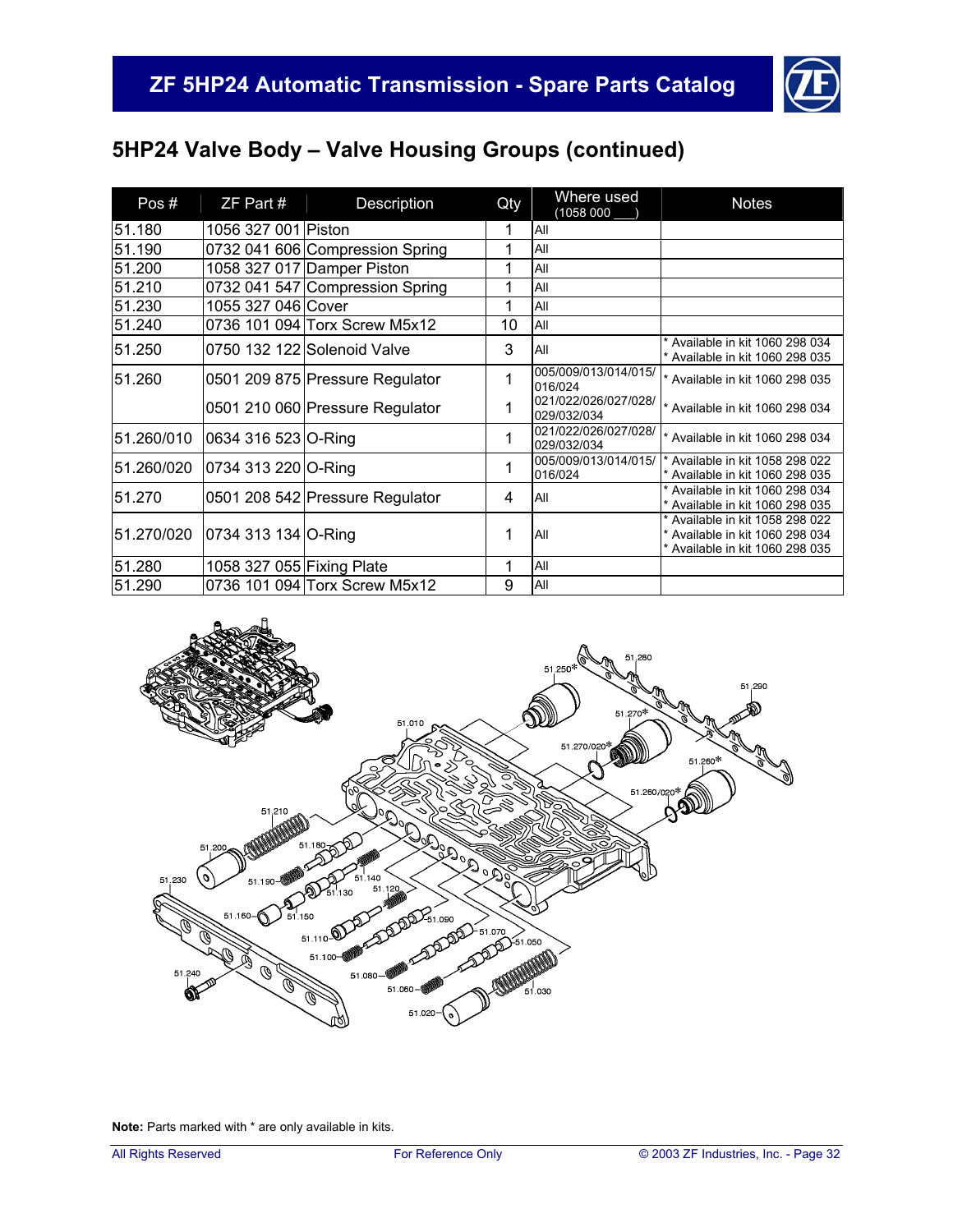## 5HP24 Valve Body – Valve Housing Groups (continued)

| Pos # | ZF Part # | Description | Qty | Where used (1058 000 ___) | Notes |
|---|---|---|---|---|---|
| 51.180 | 1056 327 001 | Piston | 1 | All | |
| 51.190 | 0732 041 606 | Compression Spring | 1 | All | |
| 51.200 | 1058 327 017 | Damper Piston | 1 | All | |
| 51.210 | 0732 041 547 | Compression Spring | 1 | All | |
| 51.230 | 1055 327 046 | Cover | 1 | All | |
| 51.240 | 0736 101 094 | Torx Screw M5x12 | 10 | All | |
| 51.250 | 0750 132 122 | Solenoid Valve | 3 | All | * Available in kit 1060 298 034<br>* Available in kit 1060 298 035 |
| 51.260 | 0501 209 875 | Pressure Regulator | 1 | 005/009/013/014/015/016/024 | * Available in kit 1060 298 035 |
| | 0501 210 060 | Pressure Regulator | 1 | 021/022/026/027/028/029/032/034 | * Available in kit 1060 298 034 |
| 51.260/010 | 0634 316 523 | O-Ring | 1 | 021/022/026/027/028/029/032/034 | * Available in kit 1060 298 034 |
| 51.260/020 | 0734 313 220 | O-Ring | 1 | 005/009/013/014/015/016/024 | * Available in kit 1058 298 022<br>* Available in kit 1060 298 035 |
| 51.270 | 0501 208 542 | Pressure Regulator | 4 | All | * Available in kit 1060 298 034<br>* Available in kit 1060 298 035 |
| 51.270/020 | 0734 313 134 | O-Ring | 1 | All | * Available in kit 1058 298 022<br>* Available in kit 1060 298 034<br>* Available in kit 1060 298 035 |
| 51.280 | 1058 327 055 | Fixing Plate | 1 | All | |
| 51.290 | 0736 101 094 | Torx Screw M5x12 | 9 | All | |

**Note:** Parts marked with * are only available in kits.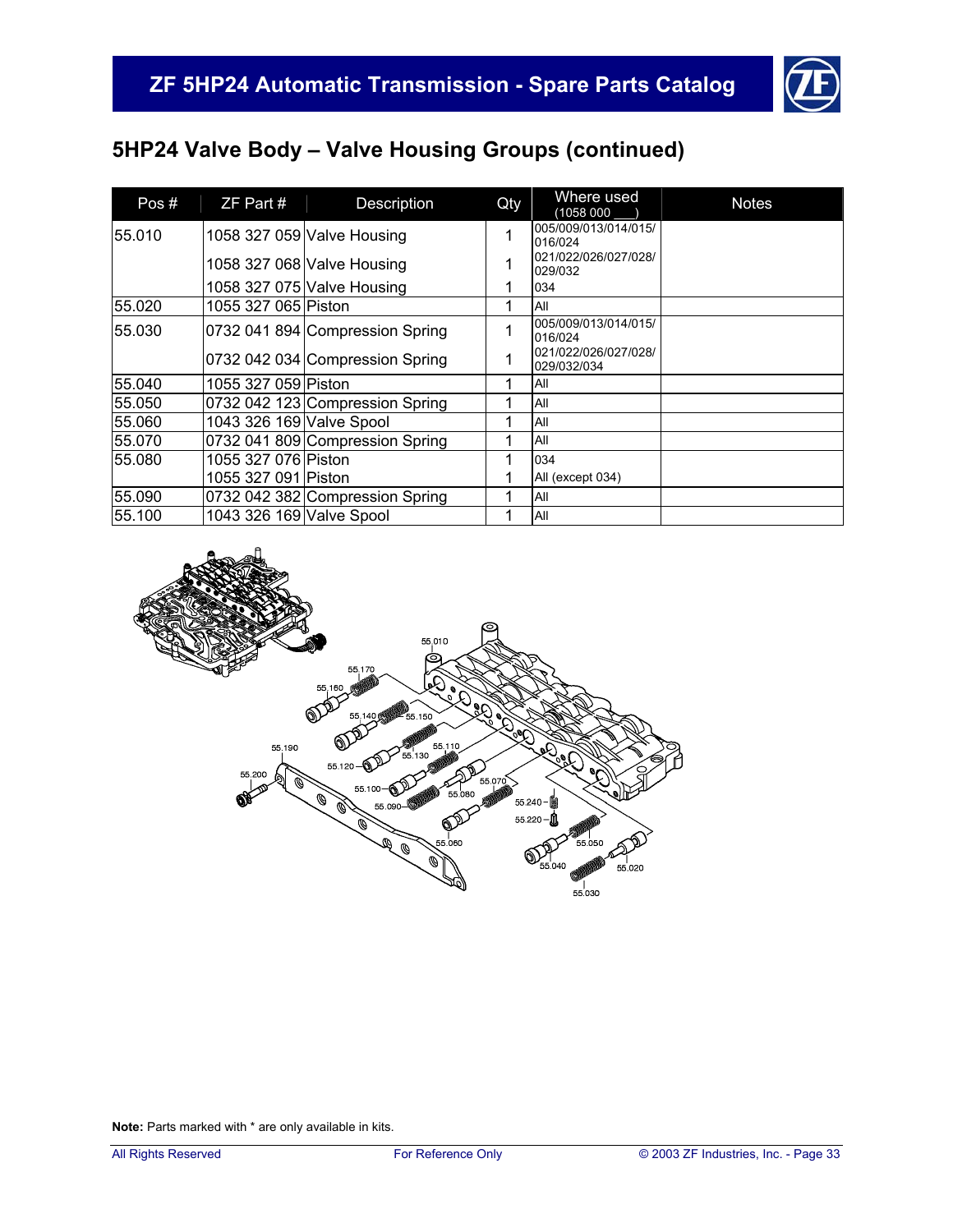## 5HP24 Valve Body – Valve Housing Groups (continued)

| Pos # | ZF Part # | Description | Qty | Where used (1058 000 ___) | Notes |
|---|---|---|---|---|---|
| 55.010 | 1058 327 059 | Valve Housing | 1 | 005/009/013/014/015/ 016/024 | |
| | 1058 327 068 | Valve Housing | 1 | 021/022/026/027/028/ 029/032 | |
| | 1058 327 075 | Valve Housing | 1 | 034 | |
| 55.020 | 1055 327 065 | Piston | 1 | All | |
| 55.030 | 0732 041 894 | Compression Spring | 1 | 005/009/013/014/015/ 016/024 | |
| | 0732 042 034 | Compression Spring | 1 | 021/022/026/027/028/ 029/032/034 | |
| 55.040 | 1055 327 059 | Piston | 1 | All | |
| 55.050 | 0732 042 123 | Compression Spring | 1 | All | |
| 55.060 | 1043 326 169 | Valve Spool | 1 | All | |
| 55.070 | 0732 041 809 | Compression Spring | 1 | All | |
| 55.080 | 1055 327 076 | Piston | 1 | 034 | |
| | 1055 327 091 | Piston | 1 | All (except 034) | |
| 55.090 | 0732 042 382 | Compression Spring | 1 | All | |
| 55.100 | 1043 326 169 | Valve Spool | 1 | All | |

**Note:** Parts marked with * are only available in kits.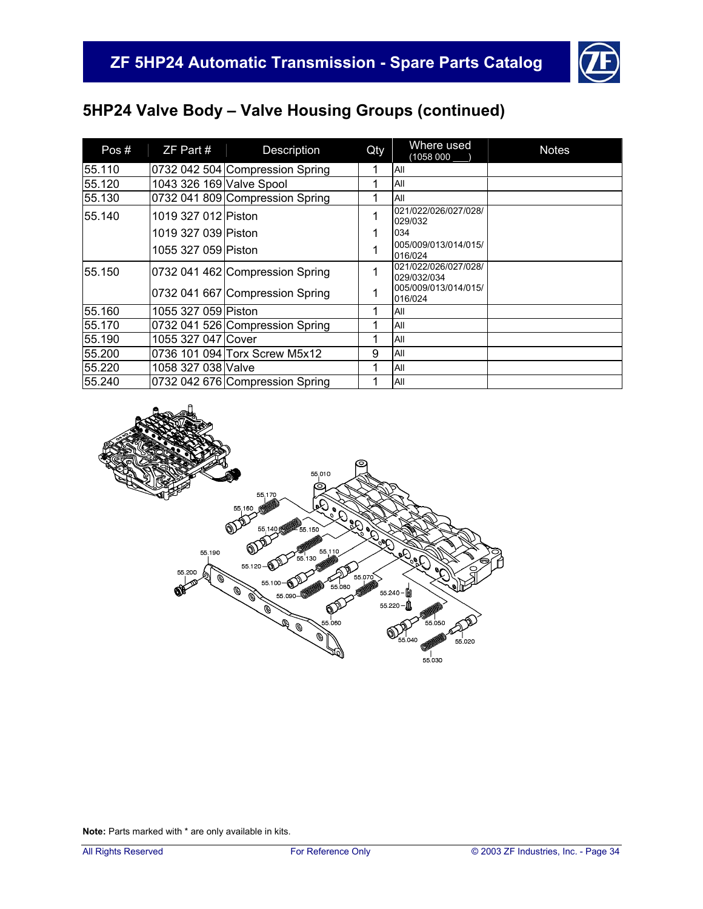## 5HP24 Valve Body – Valve Housing Groups (continued)

| Pos # | ZF Part # | Description | Qty | Where used (1058 000 ___) | Notes |
|---|---|---|---|---|---|
| 55.110 | 0732 042 504 | Compression Spring | 1 | All | |
| 55.120 | 1043 326 169 | Valve Spool | 1 | All | |
| 55.130 | 0732 041 809 | Compression Spring | 1 | All | |
| 55.140 | 1019 327 012 | Piston | 1 | 021/022/026/027/028/029/032 | |
| | 1019 327 039 | Piston | 1 | 034 | |
| | 1055 327 059 | Piston | 1 | 005/009/013/014/015/016/024 | |
| 55.150 | 0732 041 462 | Compression Spring | 1 | 021/022/026/027/028/029/032/034 | |
| | 0732 041 667 | Compression Spring | 1 | 005/009/013/014/015/016/024 | |
| 55.160 | 1055 327 059 | Piston | 1 | All | |
| 55.170 | 0732 041 526 | Compression Spring | 1 | All | |
| 55.190 | 1055 327 047 | Cover | 1 | All | |
| 55.200 | 0736 101 094 | Torx Screw M5x12 | 9 | All | |
| 55.220 | 1058 327 038 | Valve | 1 | All | |
| 55.240 | 0732 042 676 | Compression Spring | 1 | All | |

**Note:** Parts marked with * are only available in kits.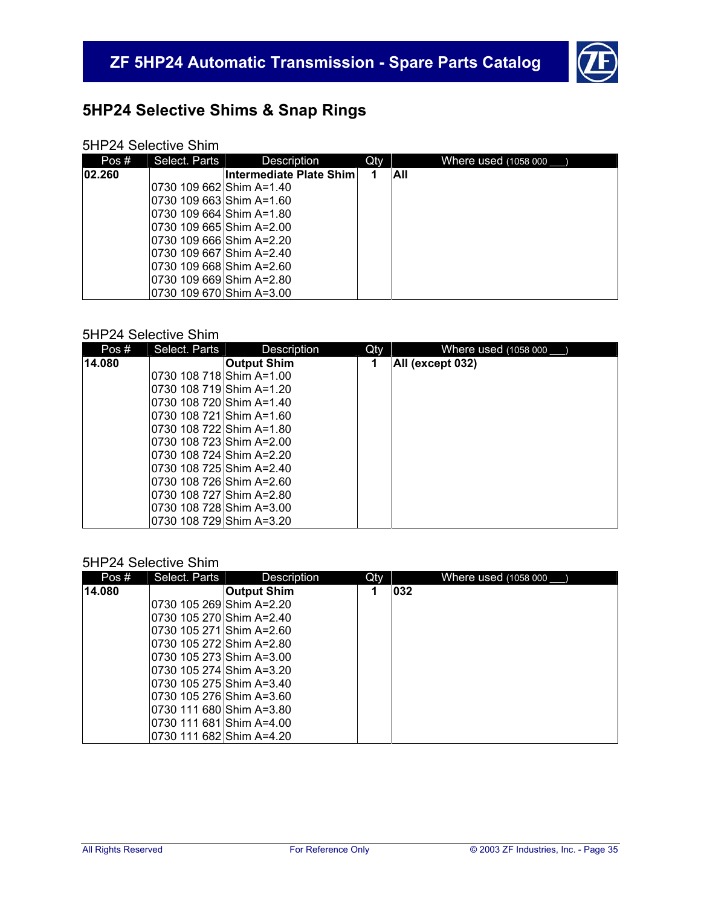## 5HP24 Selective Shims & Snap Rings

### 5HP24 Selective Shim

| Pos # | Select. Parts | Description | Qty | Where used (1058 000 ___) |
|---|---|---|---|---|
| **02.260** | | **Intermediate Plate Shim** | **1** | **All** |
| | 0730 109 662 | Shim A=1.40 | | |
| | 0730 109 663 | Shim A=1.60 | | |
| | 0730 109 664 | Shim A=1.80 | | |
| | 0730 109 665 | Shim A=2.00 | | |
| | 0730 109 666 | Shim A=2.20 | | |
| | 0730 109 667 | Shim A=2.40 | | |
| | 0730 109 668 | Shim A=2.60 | | |
| | 0730 109 669 | Shim A=2.80 | | |
| | 0730 109 670 | Shim A=3.00 | | |

### 5HP24 Selective Shim

| Pos # | Select. Parts | Description | Qty | Where used (1058 000 ___) |
|---|---|---|---|---|
| **14.080** | | **Output Shim** | **1** | **All (except 032)** |
| | 0730 108 718 | Shim A=1.00 | | |
| | 0730 108 719 | Shim A=1.20 | | |
| | 0730 108 720 | Shim A=1.40 | | |
| | 0730 108 721 | Shim A=1.60 | | |
| | 0730 108 722 | Shim A=1.80 | | |
| | 0730 108 723 | Shim A=2.00 | | |
| | 0730 108 724 | Shim A=2.20 | | |
| | 0730 108 725 | Shim A=2.40 | | |
| | 0730 108 726 | Shim A=2.60 | | |
| | 0730 108 727 | Shim A=2.80 | | |
| | 0730 108 728 | Shim A=3.00 | | |
| | 0730 108 729 | Shim A=3.20 | | |

### 5HP24 Selective Shim

| Pos # | Select. Parts | Description | Qty | Where used (1058 000 ___) |
|---|---|---|---|---|
| **14.080** | | **Output Shim** | **1** | **032** |
| | 0730 105 269 | Shim A=2.20 | | |
| | 0730 105 270 | Shim A=2.40 | | |
| | 0730 105 271 | Shim A=2.60 | | |
| | 0730 105 272 | Shim A=2.80 | | |
| | 0730 105 273 | Shim A=3.00 | | |
| | 0730 105 274 | Shim A=3.20 | | |
| | 0730 105 275 | Shim A=3.40 | | |
| | 0730 105 276 | Shim A=3.60 | | |
| | 0730 111 680 | Shim A=3.80 | | |
| | 0730 111 681 | Shim A=4.00 | | |
| | 0730 111 682 | Shim A=4.20 | | |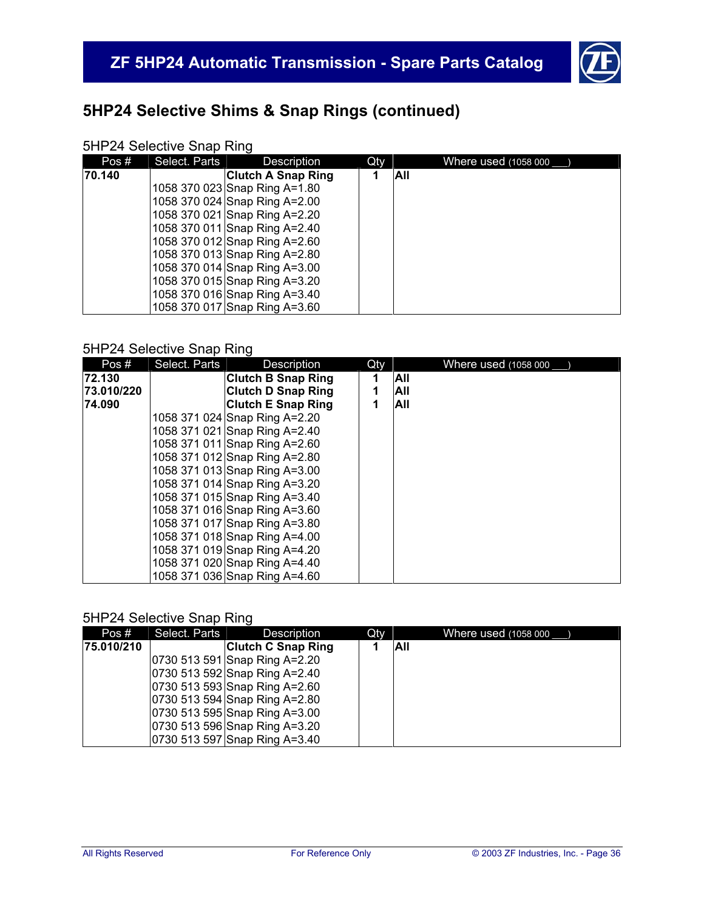## 5HP24 Selective Shims & Snap Rings (continued)

5HP24 Selective Snap Ring

| Pos # | Select. Parts | Description | Qty | Where used (1058 000 ___) |
|---|---|---|---|---|
| **70.140** | | **Clutch A Snap Ring** | **1** | **All** |
| | 1058 370 023 | Snap Ring A=1.80 | | |
| | 1058 370 024 | Snap Ring A=2.00 | | |
| | 1058 370 021 | Snap Ring A=2.20 | | |
| | 1058 370 011 | Snap Ring A=2.40 | | |
| | 1058 370 012 | Snap Ring A=2.60 | | |
| | 1058 370 013 | Snap Ring A=2.80 | | |
| | 1058 370 014 | Snap Ring A=3.00 | | |
| | 1058 370 015 | Snap Ring A=3.20 | | |
| | 1058 370 016 | Snap Ring A=3.40 | | |
| | 1058 370 017 | Snap Ring A=3.60 | | |

5HP24 Selective Snap Ring

| Pos # | Select. Parts | Description | Qty | Where used (1058 000 ___) |
|---|---|---|---|---|
| **72.130** | | **Clutch B Snap Ring** | **1** | **All** |
| **73.010/220** | | **Clutch D Snap Ring** | **1** | **All** |
| **74.090** | | **Clutch E Snap Ring** | **1** | **All** |
| | 1058 371 024 | Snap Ring A=2.20 | | |
| | 1058 371 021 | Snap Ring A=2.40 | | |
| | 1058 371 011 | Snap Ring A=2.60 | | |
| | 1058 371 012 | Snap Ring A=2.80 | | |
| | 1058 371 013 | Snap Ring A=3.00 | | |
| | 1058 371 014 | Snap Ring A=3.20 | | |
| | 1058 371 015 | Snap Ring A=3.40 | | |
| | 1058 371 016 | Snap Ring A=3.60 | | |
| | 1058 371 017 | Snap Ring A=3.80 | | |
| | 1058 371 018 | Snap Ring A=4.00 | | |
| | 1058 371 019 | Snap Ring A=4.20 | | |
| | 1058 371 020 | Snap Ring A=4.40 | | |
| | 1058 371 036 | Snap Ring A=4.60 | | |

5HP24 Selective Snap Ring

| Pos # | Select. Parts | Description | Qty | Where used (1058 000 ___) |
|---|---|---|---|---|
| **75.010/210** | | **Clutch C Snap Ring** | **1** | **All** |
| | 0730 513 591 | Snap Ring A=2.20 | | |
| | 0730 513 592 | Snap Ring A=2.40 | | |
| | 0730 513 593 | Snap Ring A=2.60 | | |
| | 0730 513 594 | Snap Ring A=2.80 | | |
| | 0730 513 595 | Snap Ring A=3.00 | | |
| | 0730 513 596 | Snap Ring A=3.20 | | |
| | 0730 513 597 | Snap Ring A=3.40 | | |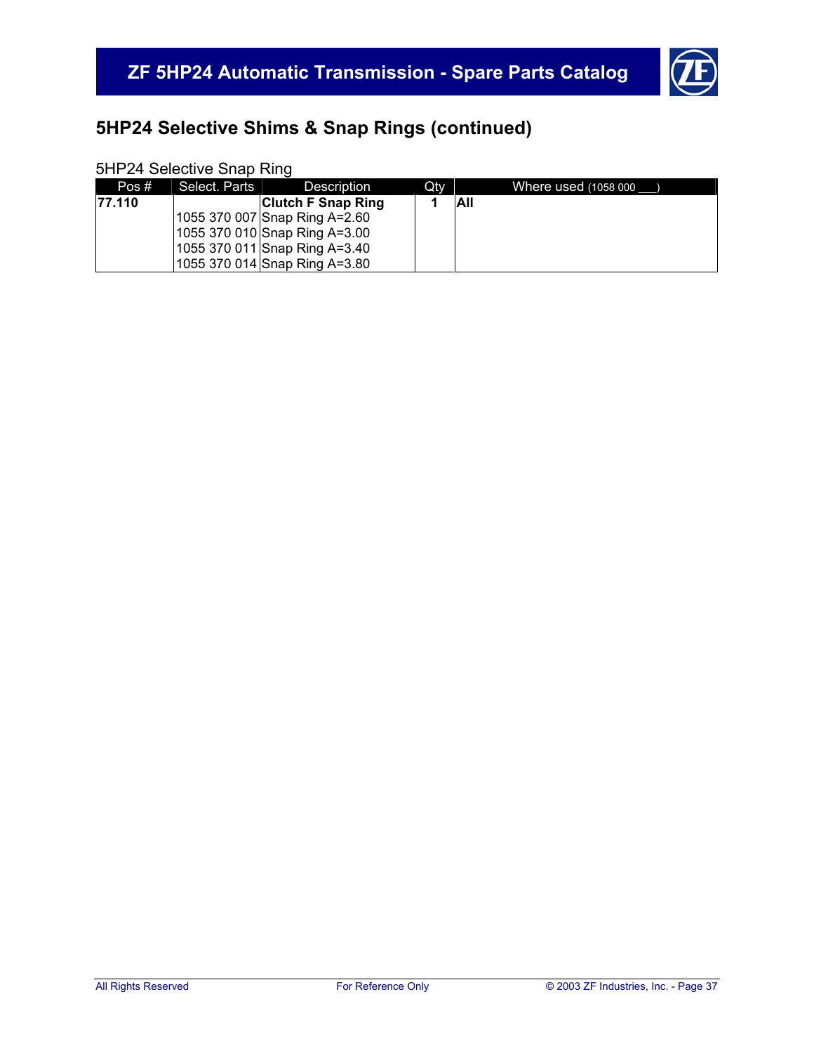## 5HP24 Selective Shims & Snap Rings (continued)

5HP24 Selective Snap Ring

| Pos # | Select. Parts | Description | Qty | Where used (1058 000 ___) |
|---|---|---|---|---|
| **77.110** | | **Clutch F Snap Ring** | **1** | **All** |
| | 1055 370 007 | Snap Ring A=2.60 | | |
| | 1055 370 010 | Snap Ring A=3.00 | | |
| | 1055 370 011 | Snap Ring A=3.40 | | |
| | 1055 370 014 | Snap Ring A=3.80 | | |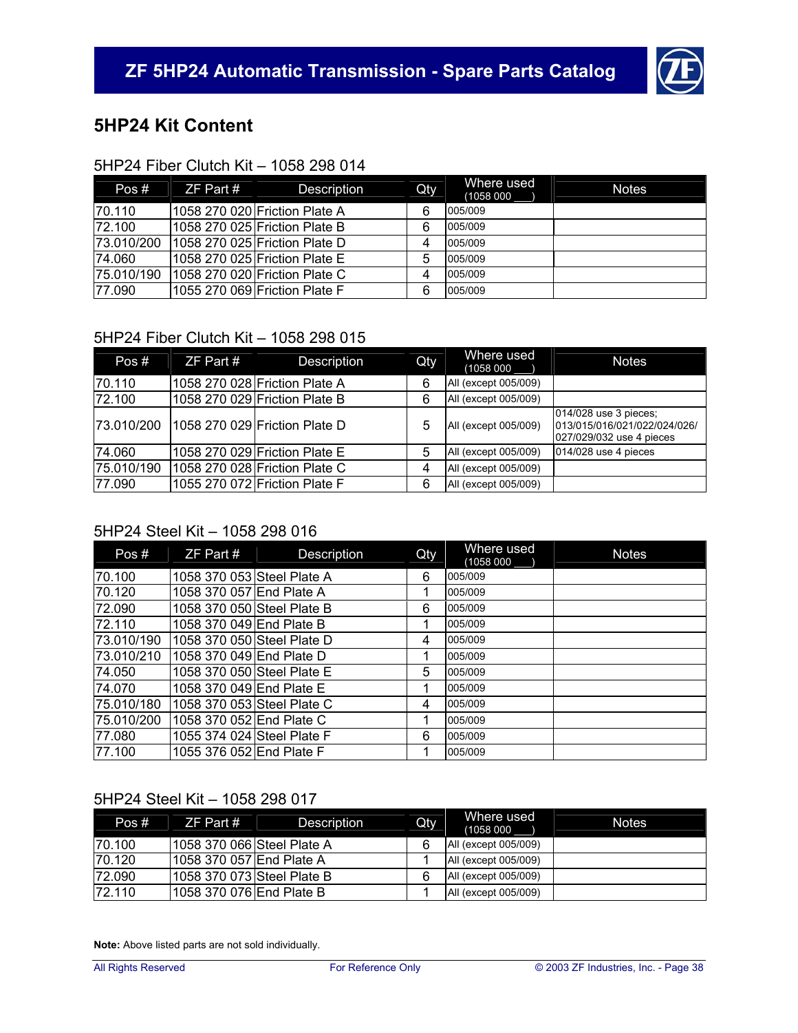# 5HP24 Kit Content

## 5HP24 Fiber Clutch Kit – 1058 298 014

| Pos # | ZF Part # | Description | Qty | Where used (1058 000 ___) | Notes |
|---|---|---|---|---|---|
| 70.110 | 1058 270 020 | Friction Plate A | 6 | 005/009 | |
| 72.100 | 1058 270 025 | Friction Plate B | 6 | 005/009 | |
| 73.010/200 | 1058 270 025 | Friction Plate D | 4 | 005/009 | |
| 74.060 | 1058 270 025 | Friction Plate E | 5 | 005/009 | |
| 75.010/190 | 1058 270 020 | Friction Plate C | 4 | 005/009 | |
| 77.090 | 1055 270 069 | Friction Plate F | 6 | 005/009 | |

## 5HP24 Fiber Clutch Kit – 1058 298 015

| Pos # | ZF Part # | Description | Qty | Where used (1058 000 ___) | Notes |
|---|---|---|---|---|---|
| 70.110 | 1058 270 028 | Friction Plate A | 6 | All (except 005/009) | |
| 72.100 | 1058 270 029 | Friction Plate B | 6 | All (except 005/009) | |
| 73.010/200 | 1058 270 029 | Friction Plate D | 5 | All (except 005/009) | 014/028 use 3 pieces; 013/015/016/021/022/024/026/027/029/032 use 4 pieces |
| 74.060 | 1058 270 029 | Friction Plate E | 5 | All (except 005/009) | 014/028 use 4 pieces |
| 75.010/190 | 1058 270 028 | Friction Plate C | 4 | All (except 005/009) | |
| 77.090 | 1055 270 072 | Friction Plate F | 6 | All (except 005/009) | |

## 5HP24 Steel Kit – 1058 298 016

| Pos # | ZF Part # | Description | Qty | Where used (1058 000 ___) | Notes |
|---|---|---|---|---|---|
| 70.100 | 1058 370 053 | Steel Plate A | 6 | 005/009 | |
| 70.120 | 1058 370 057 | End Plate A | 1 | 005/009 | |
| 72.090 | 1058 370 050 | Steel Plate B | 6 | 005/009 | |
| 72.110 | 1058 370 049 | End Plate B | 1 | 005/009 | |
| 73.010/190 | 1058 370 050 | Steel Plate D | 4 | 005/009 | |
| 73.010/210 | 1058 370 049 | End Plate D | 1 | 005/009 | |
| 74.050 | 1058 370 050 | Steel Plate E | 5 | 005/009 | |
| 74.070 | 1058 370 049 | End Plate E | 1 | 005/009 | |
| 75.010/180 | 1058 370 053 | Steel Plate C | 4 | 005/009 | |
| 75.010/200 | 1058 370 052 | End Plate C | 1 | 005/009 | |
| 77.080 | 1055 374 024 | Steel Plate F | 6 | 005/009 | |
| 77.100 | 1055 376 052 | End Plate F | 1 | 005/009 | |

## 5HP24 Steel Kit – 1058 298 017

| Pos # | ZF Part # | Description | Qty | Where used (1058 000 ___) | Notes |
|---|---|---|---|---|---|
| 70.100 | 1058 370 066 | Steel Plate A | 6 | All (except 005/009) | |
| 70.120 | 1058 370 057 | End Plate A | 1 | All (except 005/009) | |
| 72.090 | 1058 370 073 | Steel Plate B | 6 | All (except 005/009) | |
| 72.110 | 1058 370 076 | End Plate B | 1 | All (except 005/009) | |

**Note:** Above listed parts are not sold individually.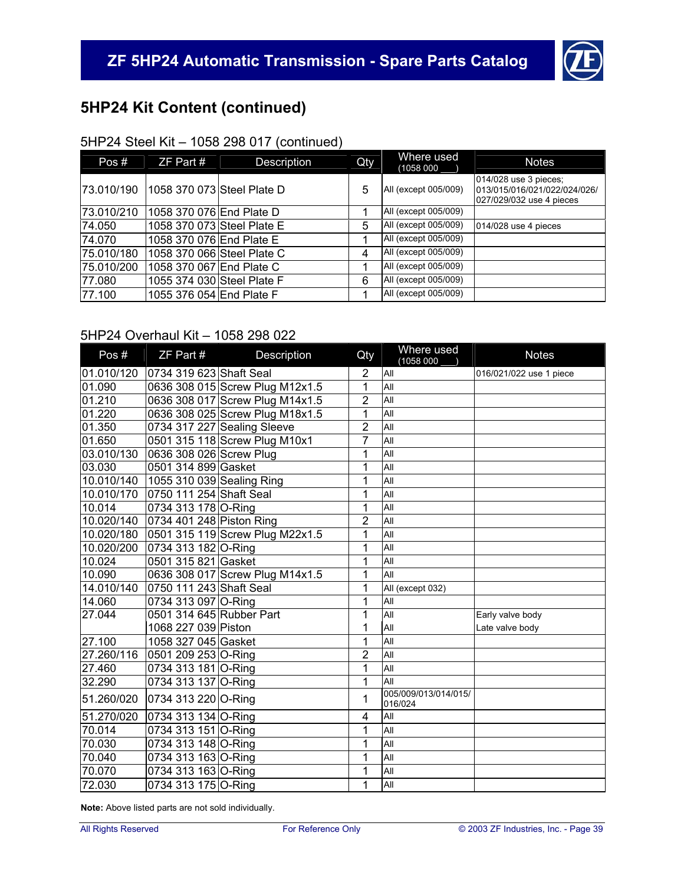## 5HP24 Kit Content (continued)

### 5HP24 Steel Kit – 1058 298 017 (continued)

| Pos # | ZF Part # | Description | Qty | Where used (1058 000 ___) | Notes |
|---|---|---|---|---|---|
| 73.010/190 | 1058 370 073 | Steel Plate D | 5 | All (except 005/009) | 014/028 use 3 pieces; 013/015/016/021/022/024/026/ 027/029/032 use 4 pieces |
| 73.010/210 | 1058 370 076 | End Plate D | 1 | All (except 005/009) | |
| 74.050 | 1058 370 073 | Steel Plate E | 5 | All (except 005/009) | 014/028 use 4 pieces |
| 74.070 | 1058 370 076 | End Plate E | 1 | All (except 005/009) | |
| 75.010/180 | 1058 370 066 | Steel Plate C | 4 | All (except 005/009) | |
| 75.010/200 | 1058 370 067 | End Plate C | 1 | All (except 005/009) | |
| 77.080 | 1055 374 030 | Steel Plate F | 6 | All (except 005/009) | |
| 77.100 | 1055 376 054 | End Plate F | 1 | All (except 005/009) | |

### 5HP24 Overhaul Kit – 1058 298 022

| Pos # | ZF Part # | Description | Qty | Where used (1058 000 ___) | Notes |
|---|---|---|---|---|---|
| 01.010/120 | 0734 319 623 | Shaft Seal | 2 | All | 016/021/022 use 1 piece |
| 01.090 | 0636 308 015 | Screw Plug M12x1.5 | 1 | All | |
| 01.210 | 0636 308 017 | Screw Plug M14x1.5 | 2 | All | |
| 01.220 | 0636 308 025 | Screw Plug M18x1.5 | 1 | All | |
| 01.350 | 0734 317 227 | Sealing Sleeve | 2 | All | |
| 01.650 | 0501 315 118 | Screw Plug M10x1 | 7 | All | |
| 03.010/130 | 0636 308 026 | Screw Plug | 1 | All | |
| 03.030 | 0501 314 899 | Gasket | 1 | All | |
| 10.010/140 | 1055 310 039 | Sealing Ring | 1 | All | |
| 10.010/170 | 0750 111 254 | Shaft Seal | 1 | All | |
| 10.014 | 0734 313 178 | O-Ring | 1 | All | |
| 10.020/140 | 0734 401 248 | Piston Ring | 2 | All | |
| 10.020/180 | 0501 315 119 | Screw Plug M22x1.5 | 1 | All | |
| 10.020/200 | 0734 313 182 | O-Ring | 1 | All | |
| 10.024 | 0501 315 821 | Gasket | 1 | All | |
| 10.090 | 0636 308 017 | Screw Plug M14x1.5 | 1 | All | |
| 14.010/140 | 0750 111 243 | Shaft Seal | 1 | All (except 032) | |
| 14.060 | 0734 313 097 | O-Ring | 1 | All | |
| 27.044 | 0501 314 645 | Rubber Part | 1 | All | Early valve body |
| | 1068 227 039 | Piston | 1 | All | Late valve body |
| 27.100 | 1058 327 045 | Gasket | 1 | All | |
| 27.260/116 | 0501 209 253 | O-Ring | 2 | All | |
| 27.460 | 0734 313 181 | O-Ring | 1 | All | |
| 32.290 | 0734 313 137 | O-Ring | 1 | All | |
| 51.260/020 | 0734 313 220 | O-Ring | 1 | 005/009/013/014/015/ 016/024 | |
| 51.270/020 | 0734 313 134 | O-Ring | 4 | All | |
| 70.014 | 0734 313 151 | O-Ring | 1 | All | |
| 70.030 | 0734 313 148 | O-Ring | 1 | All | |
| 70.040 | 0734 313 163 | O-Ring | 1 | All | |
| 70.070 | 0734 313 163 | O-Ring | 1 | All | |
| 72.030 | 0734 313 175 | O-Ring | 1 | All | |

**Note:** Above listed parts are not sold individually.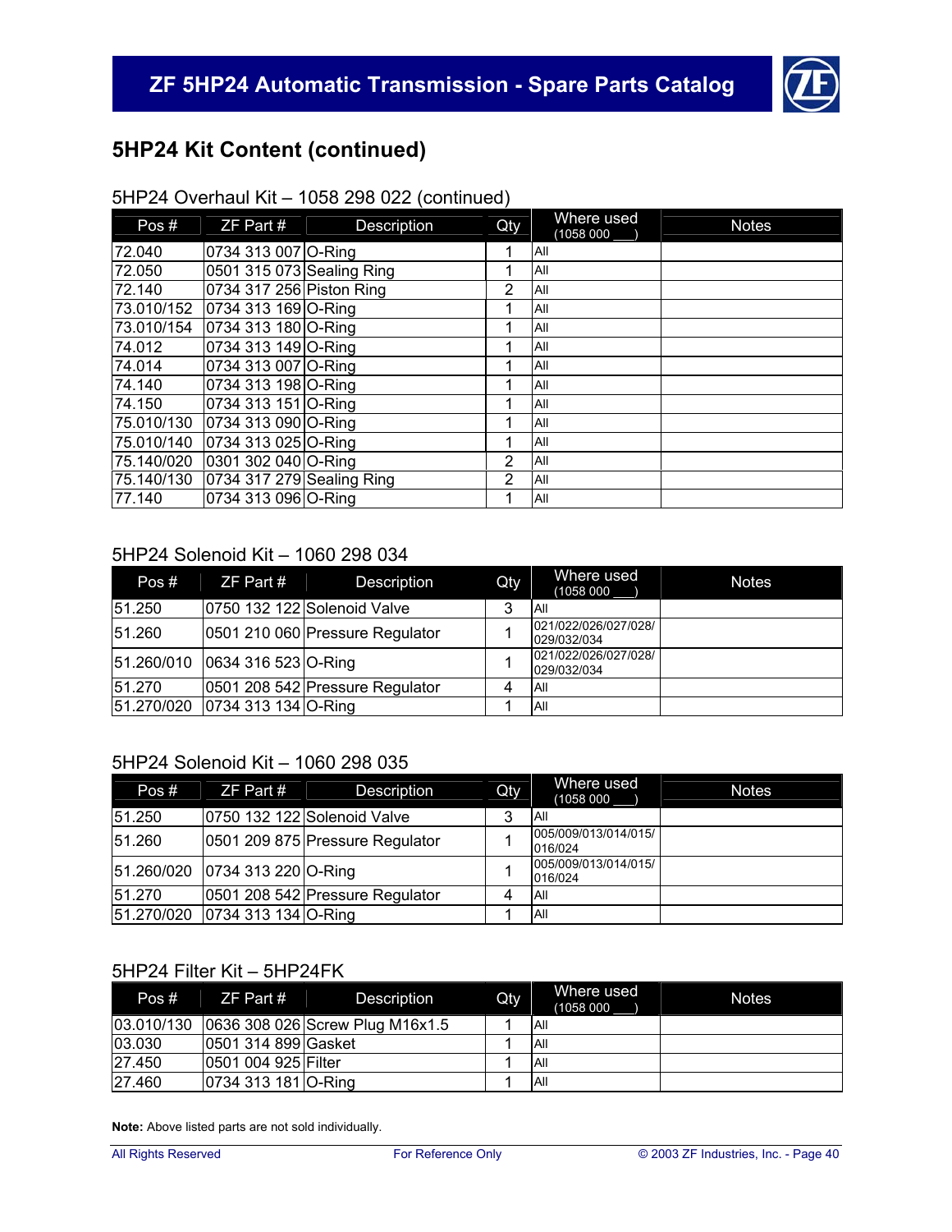## 5HP24 Kit Content (continued)

### 5HP24 Overhaul Kit – 1058 298 022 (continued)

| Pos # | ZF Part # | Description | Qty | Where used (1058 000 ___) | Notes |
|---|---|---|---|---|---|
| 72.040 | 0734 313 007 | O-Ring | 1 | All | |
| 72.050 | 0501 315 073 | Sealing Ring | 1 | All | |
| 72.140 | 0734 317 256 | Piston Ring | 2 | All | |
| 73.010/152 | 0734 313 169 | O-Ring | 1 | All | |
| 73.010/154 | 0734 313 180 | O-Ring | 1 | All | |
| 74.012 | 0734 313 149 | O-Ring | 1 | All | |
| 74.014 | 0734 313 007 | O-Ring | 1 | All | |
| 74.140 | 0734 313 198 | O-Ring | 1 | All | |
| 74.150 | 0734 313 151 | O-Ring | 1 | All | |
| 75.010/130 | 0734 313 090 | O-Ring | 1 | All | |
| 75.010/140 | 0734 313 025 | O-Ring | 1 | All | |
| 75.140/020 | 0301 302 040 | O-Ring | 2 | All | |
| 75.140/130 | 0734 317 279 | Sealing Ring | 2 | All | |
| 77.140 | 0734 313 096 | O-Ring | 1 | All | |

### 5HP24 Solenoid Kit – 1060 298 034

| Pos # | ZF Part # | Description | Qty | Where used (1058 000 ___) | Notes |
|---|---|---|---|---|---|
| 51.250 | 0750 132 122 | Solenoid Valve | 3 | All | |
| 51.260 | 0501 210 060 | Pressure Regulator | 1 | 021/022/026/027/028/029/032/034 | |
| 51.260/010 | 0634 316 523 | O-Ring | 1 | 021/022/026/027/028/029/032/034 | |
| 51.270 | 0501 208 542 | Pressure Regulator | 4 | All | |
| 51.270/020 | 0734 313 134 | O-Ring | 1 | All | |

### 5HP24 Solenoid Kit – 1060 298 035

| Pos # | ZF Part # | Description | Qty | Where used (1058 000 ___) | Notes |
|---|---|---|---|---|---|
| 51.250 | 0750 132 122 | Solenoid Valve | 3 | All | |
| 51.260 | 0501 209 875 | Pressure Regulator | 1 | 005/009/013/014/015/016/024 | |
| 51.260/020 | 0734 313 220 | O-Ring | 1 | 005/009/013/014/015/016/024 | |
| 51.270 | 0501 208 542 | Pressure Regulator | 4 | All | |
| 51.270/020 | 0734 313 134 | O-Ring | 1 | All | |

### 5HP24 Filter Kit – 5HP24FK

| Pos # | ZF Part # | Description | Qty | Where used (1058 000 ___) | Notes |
|---|---|---|---|---|---|
| 03.010/130 | 0636 308 026 | Screw Plug M16x1.5 | 1 | All | |
| 03.030 | 0501 314 899 | Gasket | 1 | All | |
| 27.450 | 0501 004 925 | Filter | 1 | All | |
| 27.460 | 0734 313 181 | O-Ring | 1 | All | |

**Note:** Above listed parts are not sold individually.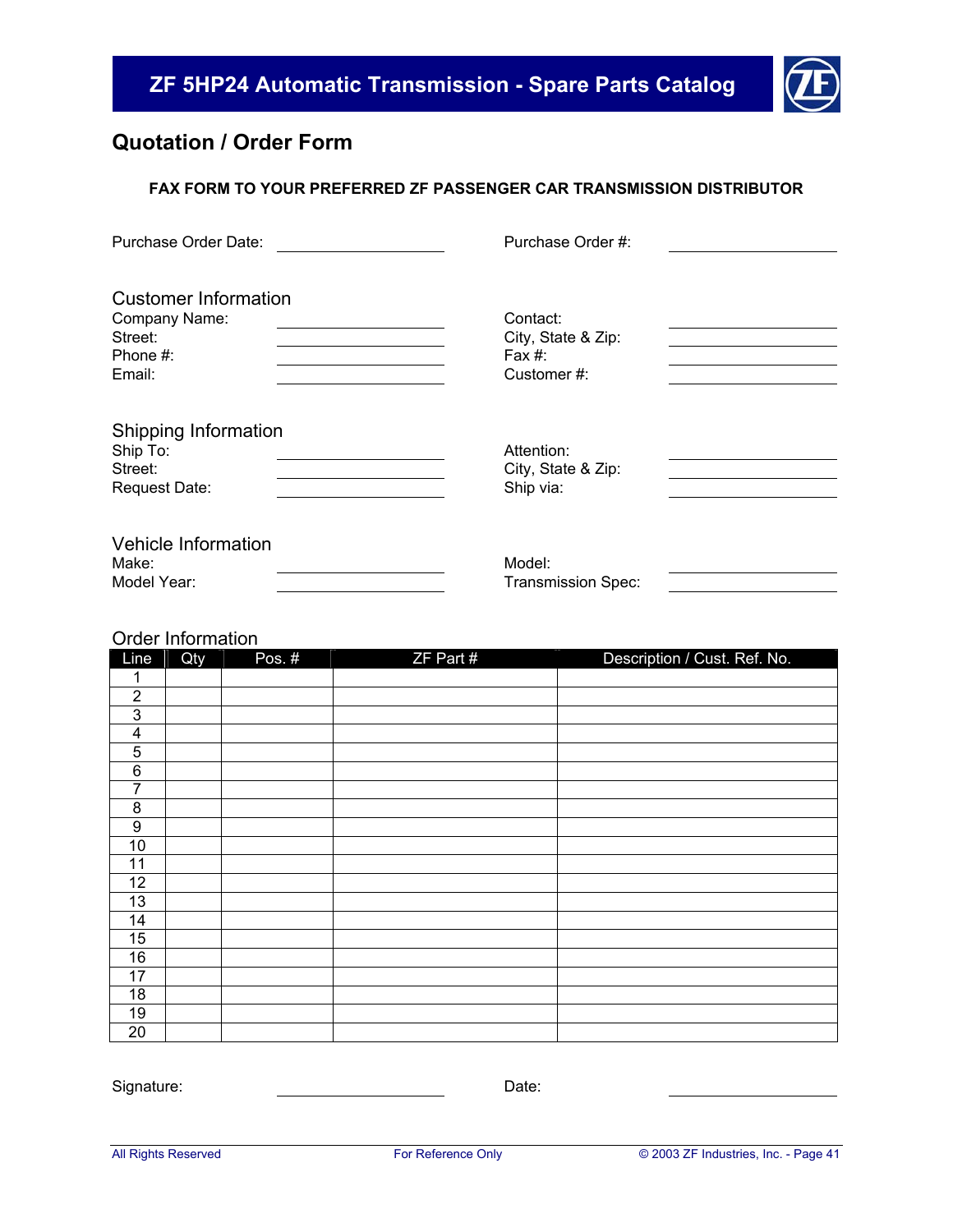## Quotation / Order Form

**FAX FORM TO YOUR PREFERRED ZF PASSENGER CAR TRANSMISSION DISTRIBUTOR**

Purchase Order Date: ____________ Purchase Order #: ____________

### Customer Information

Company Name: ____________ Contact: ____________
Street: ____________ City, State & Zip: ____________
Phone #: ____________ Fax #: ____________
Email: ____________ Customer #: ____________

### Shipping Information

Ship To: ____________ Attention: ____________
Street: ____________ City, State & Zip: ____________
Request Date: ____________ Ship via: ____________

### Vehicle Information

Make: ____________ Model: ____________
Model Year: ____________ Transmission Spec: ____________

### Order Information

| Line | Qty | Pos. # | ZF Part # | Description / Cust. Ref. No. |
|---|---|---|---|---|
| 1 | | | | |
| 2 | | | | |
| 3 | | | | |
| 4 | | | | |
| 5 | | | | |
| 6 | | | | |
| 7 | | | | |
| 8 | | | | |
| 9 | | | | |
| 10 | | | | |
| 11 | | | | |
| 12 | | | | |
| 13 | | | | |
| 14 | | | | |
| 15 | | | | |
| 16 | | | | |
| 17 | | | | |
| 18 | | | | |
| 19 | | | | |
| 20 | | | | |

Signature: ____________ Date: ____________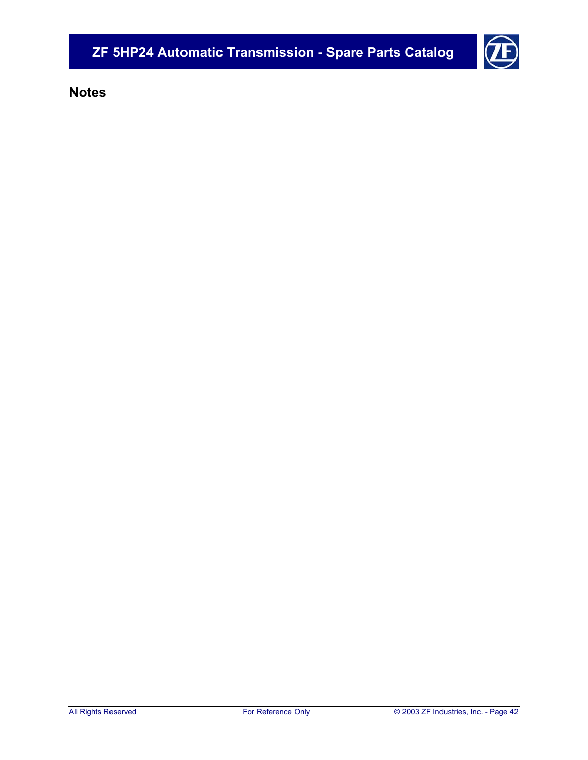## Notes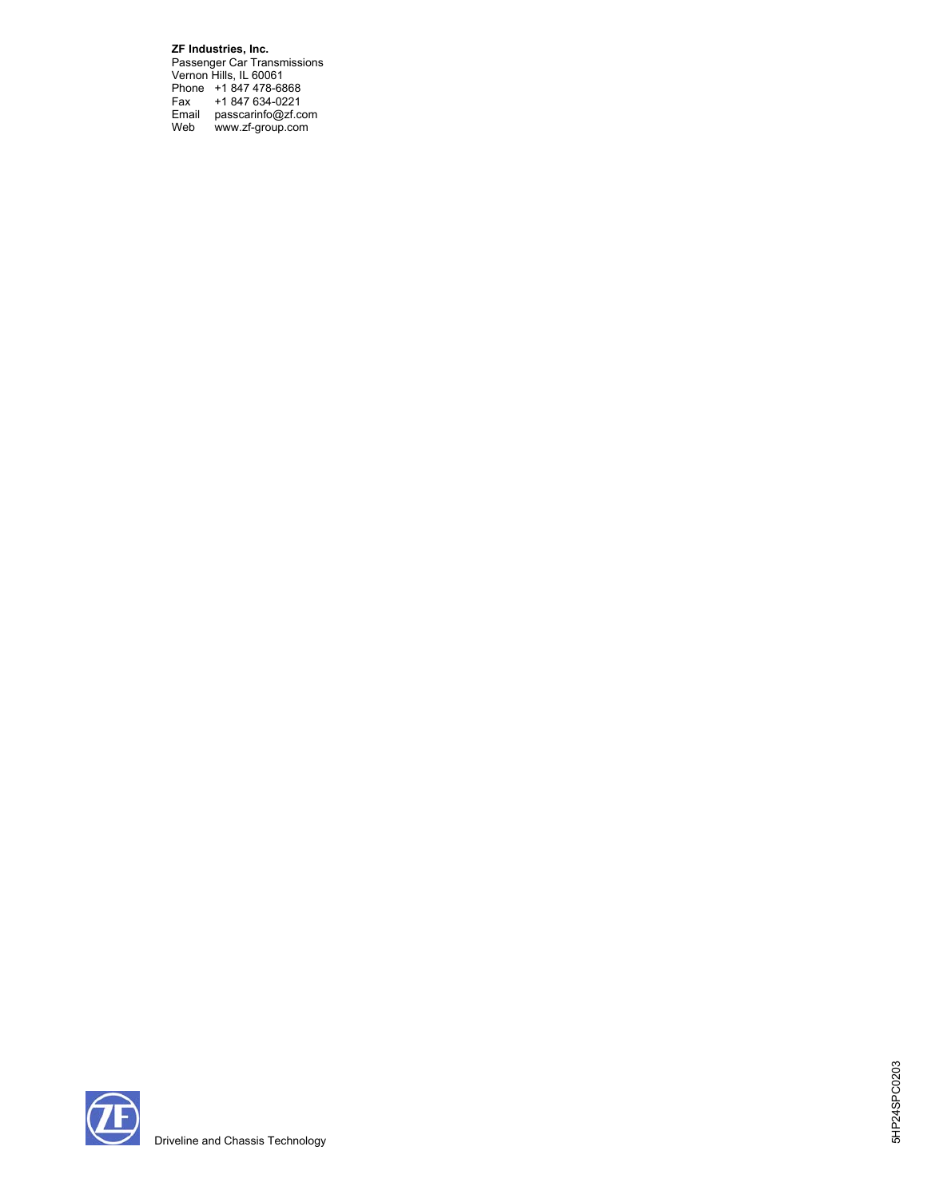**ZF Industries, Inc.**
Passenger Car Transmissions
Vernon Hills, IL 60061
Phone +1 847 478-6868
Fax +1 847 634-0221
Email passcarinfo@zf.com
Web www.zf-group.com

Driveline and Chassis Technology

5HP24SPC0203